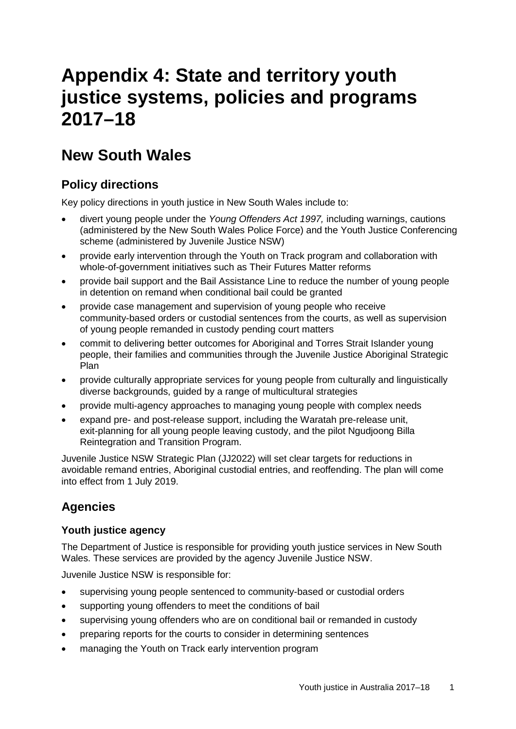# Appendix 4: State and territory youth justice systems, policies and programs 2017–18

## New South Wales

### Policy directions

Key policy directions in youth justice in New South Wales include to:

- divert young people under the *Young Offenders Act 1997,* including warnings, cautions (administered by the New South Wales Police Force) and the Youth Justice Conferencing scheme (administered by Juvenile Justice NSW)
- provide early intervention through the Youth on Track program and collaboration with whole-of-government initiatives such as Their Futures Matter reforms
- provide bail support and the Bail Assistance Line to reduce the number of young people in detention on remand when conditional bail could be granted
- provide case management and supervision of young people who receive community-based orders or custodial sentences from the courts, as well as supervision of young people remanded in custody pending court matters
- commit to delivering better outcomes for Aboriginal and Torres Strait Islander young people, their families and communities through the Juvenile Justice Aboriginal Strategic Plan
- provide culturally appropriate services for young people from culturally and linguistically diverse backgrounds, guided by a range of multicultural strategies
- provide multi-agency approaches to managing young people with complex needs
- expand pre- and post-release support, including the Waratah pre-release unit, exit-planning for all young people leaving custody, and the pilot Ngudjoong Billa Reintegration and Transition Program.

Juvenile Justice NSW Strategic Plan (JJ2022) will set clear targets for reductions in avoidable remand entries, Aboriginal custodial entries, and reoffending. The plan will come into effect from 1 July 2019.

### Agencies

#### Youth justice agency

The Department of Justice is responsible for providing youth justice services in New South Wales. These services are provided by the agency Juvenile Justice NSW.

Juvenile Justice NSW is responsible for:

- supervising young people sentenced to community-based or custodial orders
- supporting young offenders to meet the conditions of bail
- supervising young offenders who are on conditional bail or remanded in custody
- preparing reports for the courts to consider in determining sentences
- managing the Youth on Track early intervention program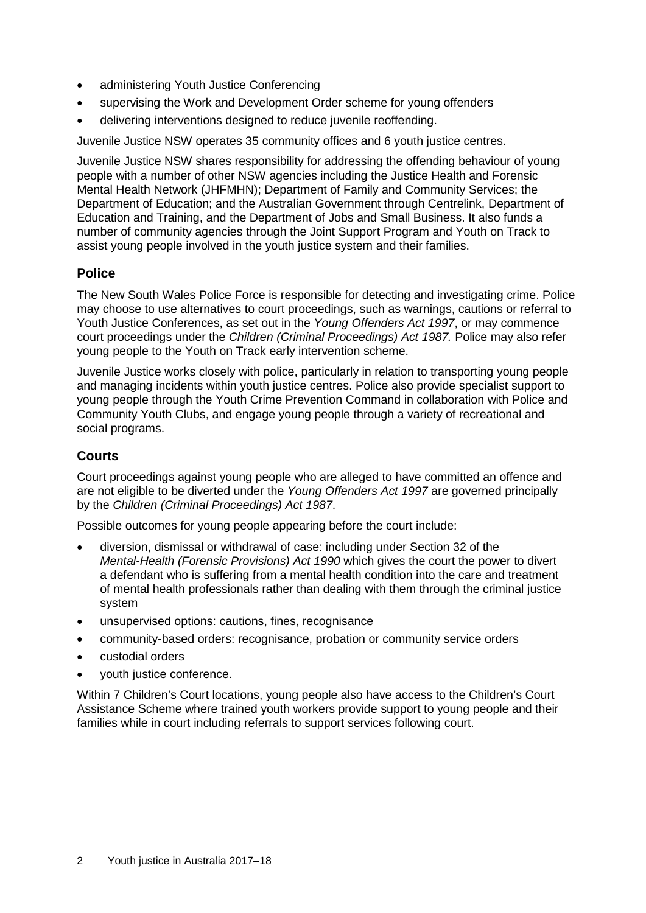- administering Youth Justice Conferencing
- supervising the Work and Development Order scheme for young offenders
- delivering interventions designed to reduce juvenile reoffending.

Juvenile Justice NSW operates 35 community offices and 6 youth justice centres.

Juvenile Justice NSW shares responsibility for addressing the offending behaviour of young people with a number of other NSW agencies including the Justice Health and Forensic Mental Health Network (JHFMHN); Department of Family and Community Services; the Department of Education; and the Australian Government through Centrelink, Department of Education and Training, and the Department of Jobs and Small Business. It also funds a number of community agencies through the Joint Support Program and Youth on Track to assist young people involved in the youth justice system and their families.

## Police

The New South Wales Police Force is responsible for detecting and investigating crime. Police may choose to use alternatives to court proceedings, such as warnings, cautions or referral to Youth Justice Conferences, as set out in the *Young Offenders Act 1997*, or may commence court proceedings under the *Children (Criminal Proceedings) Act 1987.* Police may also refer young people to the Youth on Track early intervention scheme.

Juvenile Justice works closely with police, particularly in relation to transporting young people and managing incidents within youth justice centres. Police also provide specialist support to young people through the Youth Crime Prevention Command in collaboration with Police and Community Youth Clubs, and engage young people through a variety of recreational and social programs.

## Courts

Court proceedings against young people who are alleged to have committed an offence and are not eligible to be diverted under the *Young Offenders Act 1997* are governed principally by the *Children (Criminal Proceedings) Act 1987*.

Possible outcomes for young people appearing before the court include:

- diversion, dismissal or withdrawal of case: including under Section 32 of the *Mental-Health (Forensic Provisions) Act 1990* which gives the court the power to divert a defendant who is suffering from a mental health condition into the care and treatment of mental health professionals rather than dealing with them through the criminal justice system
- unsupervised options: cautions, fines, recognisance
- community-based orders: recognisance, probation or community service orders
- custodial orders
- youth justice conference.

Within 7 Children's Court locations, young people also have access to the Children's Court Assistance Scheme where trained youth workers provide support to young people and their families while in court including referrals to support services following court.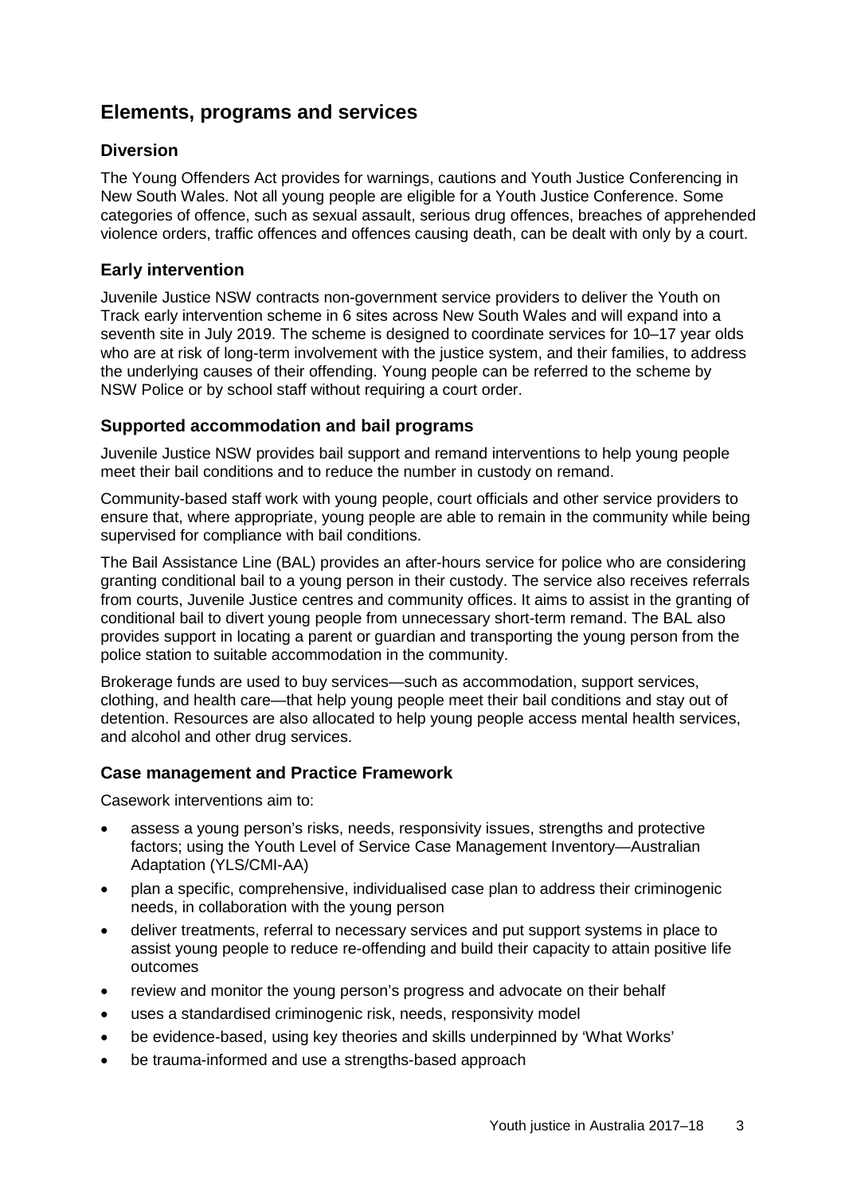## Elements, programs and services

### Diversion

The Young Offenders Act provides for warnings, cautions and Youth Justice Conferencing in New South Wales. Not all young people are eligible for a Youth Justice Conference. Some categories of offence, such as sexual assault, serious drug offences, breaches of apprehended violence orders, traffic offences and offences causing death, can be dealt with only by a court.

### Early intervention

Juvenile Justice NSW contracts non-government service providers to deliver the Youth on Track early intervention scheme in 6 sites across New South Wales and will expand into a seventh site in July 2019. The scheme is designed to coordinate services for 10–17 year olds who are at risk of long-term involvement with the justice system, and their families, to address the underlying causes of their offending. Young people can be referred to the scheme by NSW Police or by school staff without requiring a court order.

### Supported accommodation and bail programs

Juvenile Justice NSW provides bail support and remand interventions to help young people meet their bail conditions and to reduce the number in custody on remand.

Community-based staff work with young people, court officials and other service providers to ensure that, where appropriate, young people are able to remain in the community while being supervised for compliance with bail conditions.

The Bail Assistance Line (BAL) provides an after-hours service for police who are considering granting conditional bail to a young person in their custody. The service also receives referrals from courts, Juvenile Justice centres and community offices. It aims to assist in the granting of conditional bail to divert young people from unnecessary short-term remand. The BAL also provides support in locating a parent or guardian and transporting the young person from the police station to suitable accommodation in the community.

Brokerage funds are used to buy services—such as accommodation, support services, clothing, and health care—that help young people meet their bail conditions and stay out of detention. Resources are also allocated to help young people access mental health services, and alcohol and other drug services.

### Case management and Practice Framework

Casework interventions aim to:

- assess a young person's risks, needs, responsivity issues, strengths and protective factors; using the Youth Level of Service Case Management Inventory—Australian Adaptation (YLS/CMI-AA)
- plan a specific, comprehensive, individualised case plan to address their criminogenic needs, in collaboration with the young person
- deliver treatments, referral to necessary services and put support systems in place to assist young people to reduce re-offending and build their capacity to attain positive life outcomes
- review and monitor the young person's progress and advocate on their behalf
- uses a standardised criminogenic risk, needs, responsivity model
- be evidence-based, using key theories and skills underpinned by 'What Works'
- be trauma-informed and use a strengths-based approach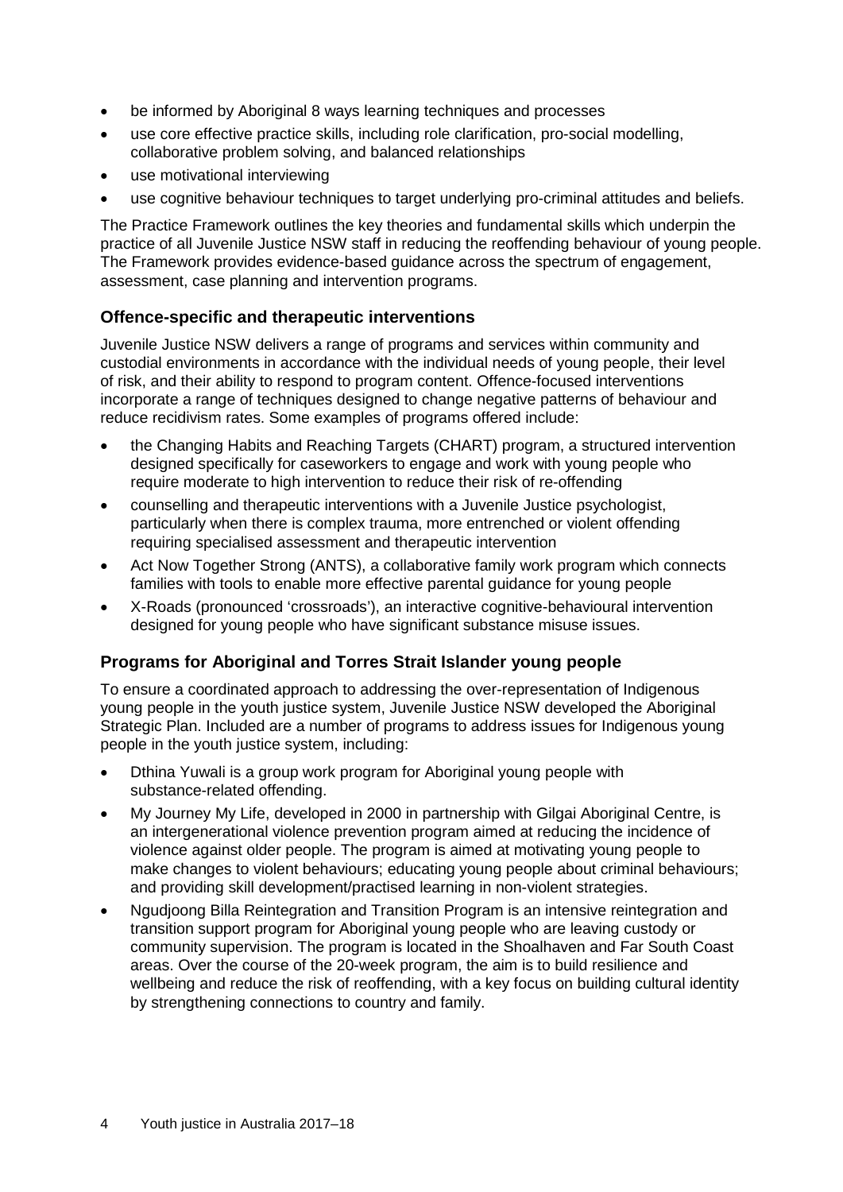- be informed by Aboriginal 8 ways learning techniques and processes
- use core effective practice skills, including role clarification, pro-social modelling, collaborative problem solving, and balanced relationships
- use motivational interviewing
- use cognitive behaviour techniques to target underlying pro-criminal attitudes and beliefs.

The Practice Framework outlines the key theories and fundamental skills which underpin the practice of all Juvenile Justice NSW staff in reducing the reoffending behaviour of young people. The Framework provides evidence-based guidance across the spectrum of engagement, assessment, case planning and intervention programs.

### Offence-specific and therapeutic interventions

Juvenile Justice NSW delivers a range of programs and services within community and custodial environments in accordance with the individual needs of young people, their level of risk, and their ability to respond to program content. Offence-focused interventions incorporate a range of techniques designed to change negative patterns of behaviour and reduce recidivism rates. Some examples of programs offered include:

- the Changing Habits and Reaching Targets (CHART) program, a structured intervention designed specifically for caseworkers to engage and work with young people who require moderate to high intervention to reduce their risk of re-offending
- counselling and therapeutic interventions with a Juvenile Justice psychologist, particularly when there is complex trauma, more entrenched or violent offending requiring specialised assessment and therapeutic intervention
- Act Now Together Strong (ANTS), a collaborative family work program which connects families with tools to enable more effective parental guidance for young people
- X-Roads (pronounced 'crossroads'), an interactive cognitive-behavioural intervention designed for young people who have significant substance misuse issues.

### Programs for Aboriginal and Torres Strait Islander young people

To ensure a coordinated approach to addressing the over-representation of Indigenous young people in the youth justice system, Juvenile Justice NSW developed the Aboriginal Strategic Plan. Included are a number of programs to address issues for Indigenous young people in the youth justice system, including:

- Dthina Yuwali is a group work program for Aboriginal young people with substance-related offending.
- My Journey My Life, developed in 2000 in partnership with Gilgai Aboriginal Centre, is an intergenerational violence prevention program aimed at reducing the incidence of violence against older people. The program is aimed at motivating young people to make changes to violent behaviours; educating young people about criminal behaviours; and providing skill development/practised learning in non-violent strategies.
- Ngudjoong Billa Reintegration and Transition Program is an intensive reintegration and transition support program for Aboriginal young people who are leaving custody or community supervision. The program is located in the Shoalhaven and Far South Coast areas. Over the course of the 20-week program, the aim is to build resilience and wellbeing and reduce the risk of reoffending, with a key focus on building cultural identity by strengthening connections to country and family.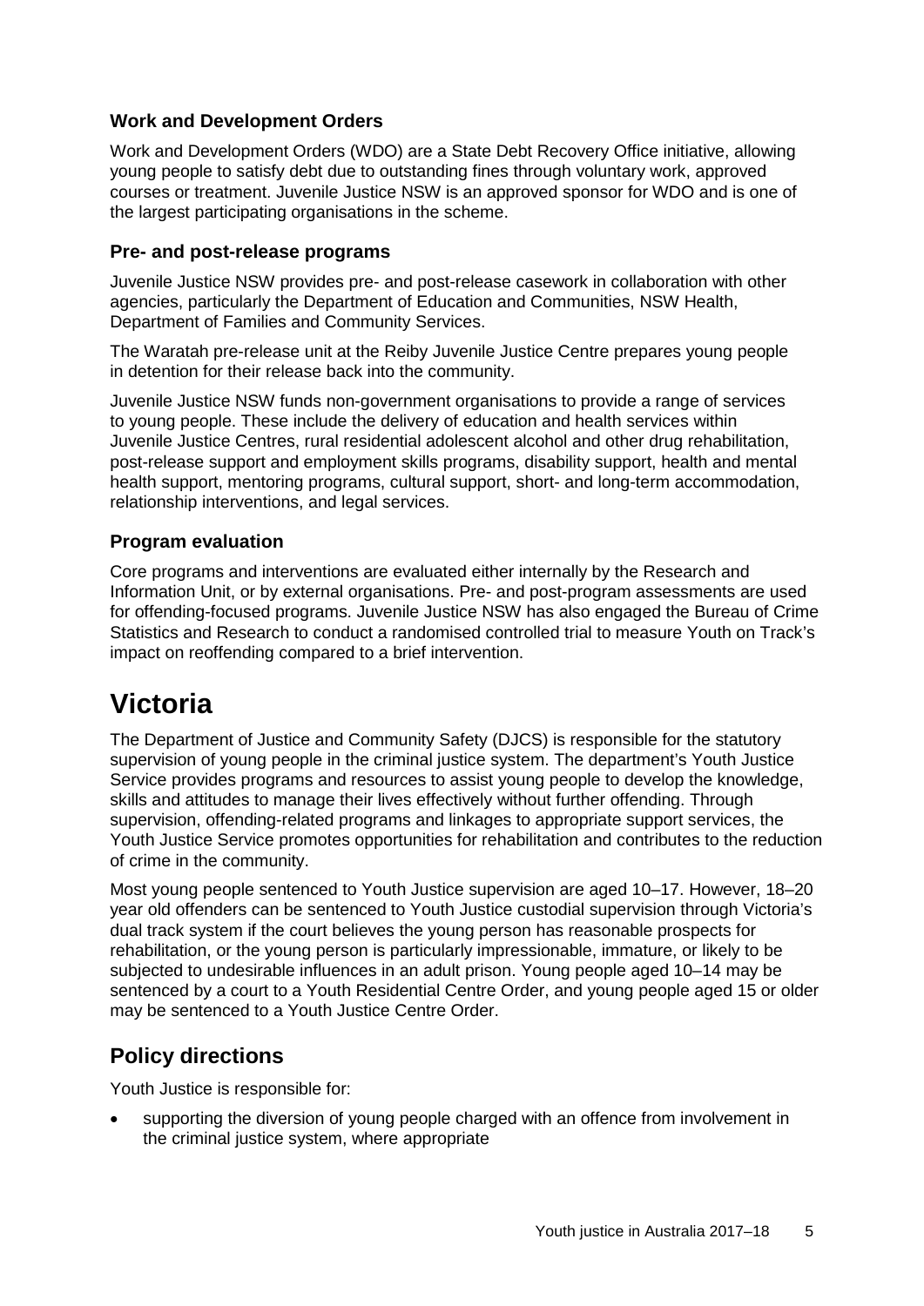### Work and Development Orders

Work and Development Orders (WDO) are a State Debt Recovery Office initiative, allowing young people to satisfy debt due to outstanding fines through voluntary work, approved courses or treatment. Juvenile Justice NSW is an approved sponsor for WDO and is one of the largest participating organisations in the scheme.

### Pre- and post-release programs

Juvenile Justice NSW provides pre- and post-release casework in collaboration with other agencies, particularly the Department of Education and Communities, NSW Health, Department of Families and Community Services.

The Waratah pre-release unit at the Reiby Juvenile Justice Centre prepares young people in detention for their release back into the community.

Juvenile Justice NSW funds non-government organisations to provide a range of services to young people. These include the delivery of education and health services within Juvenile Justice Centres, rural residential adolescent alcohol and other drug rehabilitation, post-release support and employment skills programs, disability support, health and mental health support, mentoring programs, cultural support, short- and long-term accommodation, relationship interventions, and legal services.

### Program evaluation

Core programs and interventions are evaluated either internally by the Research and Information Unit, or by external organisations. Pre- and post-program assessments are used for offending-focused programs. Juvenile Justice NSW has also engaged the Bureau of Crime Statistics and Research to conduct a randomised controlled trial to measure Youth on Track's impact on reoffending compared to a brief intervention.

# Victoria

The Department of Justice and Community Safety (DJCS) is responsible for the statutory supervision of young people in the criminal justice system. The department's Youth Justice Service provides programs and resources to assist young people to develop the knowledge, skills and attitudes to manage their lives effectively without further offending. Through supervision, offending-related programs and linkages to appropriate support services, the Youth Justice Service promotes opportunities for rehabilitation and contributes to the reduction of crime in the community.

Most young people sentenced to Youth Justice supervision are aged 10–17. However, 18–20 year old offenders can be sentenced to Youth Justice custodial supervision through Victoria's dual track system if the court believes the young person has reasonable prospects for rehabilitation, or the young person is particularly impressionable, immature, or likely to be subjected to undesirable influences in an adult prison. Young people aged 10–14 may be sentenced by a court to a Youth Residential Centre Order, and young people aged 15 or older may be sentenced to a Youth Justice Centre Order.

## Policy directions

Youth Justice is responsible for:

- supporting the diversion of young people charged with an offence from involvement in the criminal justice system, where appropriate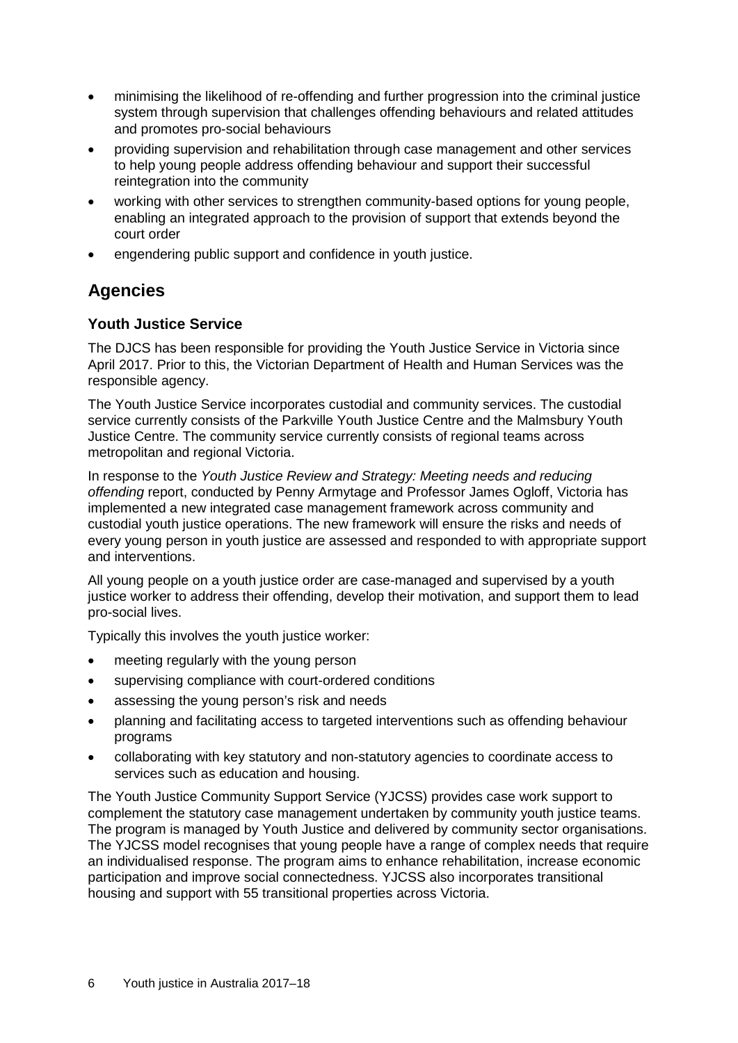- minimising the likelihood of re-offending and further progression into the criminal justice system through supervision that challenges offending behaviours and related attitudes and promotes pro-social behaviours
- providing supervision and rehabilitation through case management and other services to help young people address offending behaviour and support their successful reintegration into the community
- working with other services to strengthen community-based options for young people, enabling an integrated approach to the provision of support that extends beyond the court order
- engendering public support and confidence in youth justice.

## Agencies

### Youth Justice Service

The DJCS has been responsible for providing the Youth Justice Service in Victoria since April 2017. Prior to this, the Victorian Department of Health and Human Services was the responsible agency.

The Youth Justice Service incorporates custodial and community services. The custodial service currently consists of the Parkville Youth Justice Centre and the Malmsbury Youth Justice Centre. The community service currently consists of regional teams across metropolitan and regional Victoria.

In response to the *Youth Justice Review and Strategy: Meeting needs and reducing offending* report, conducted by Penny Armytage and Professor James Ogloff, Victoria has implemented a new integrated case management framework across community and custodial youth justice operations. The new framework will ensure the risks and needs of every young person in youth justice are assessed and responded to with appropriate support and interventions.

All young people on a youth justice order are case-managed and supervised by a youth justice worker to address their offending, develop their motivation, and support them to lead pro-social lives.

Typically this involves the youth justice worker:

- meeting regularly with the young person
- supervising compliance with court-ordered conditions
- assessing the young person's risk and needs
- planning and facilitating access to targeted interventions such as offending behaviour programs
- collaborating with key statutory and non-statutory agencies to coordinate access to services such as education and housing.

The Youth Justice Community Support Service (YJCSS) provides case work support to complement the statutory case management undertaken by community youth justice teams. The program is managed by Youth Justice and delivered by community sector organisations. The YJCSS model recognises that young people have a range of complex needs that require an individualised response. The program aims to enhance rehabilitation, increase economic participation and improve social connectedness. YJCSS also incorporates transitional housing and support with 55 transitional properties across Victoria.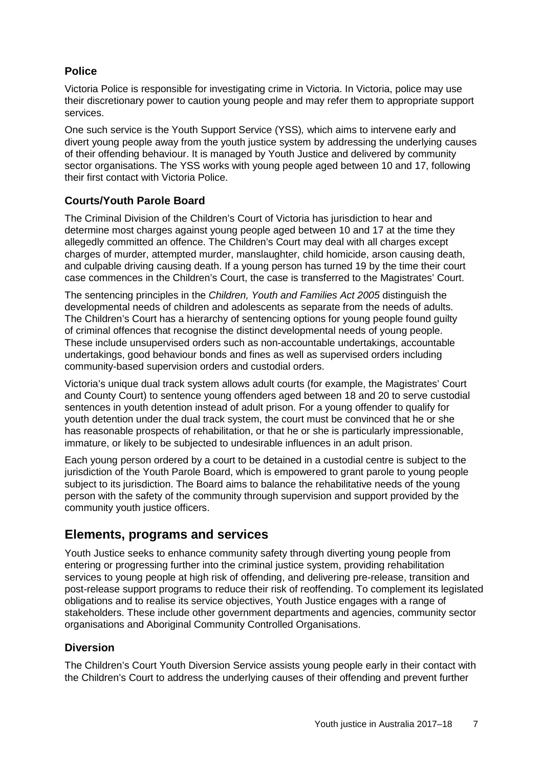### Police

Victoria Police is responsible for investigating crime in Victoria. In Victoria, police may use their discretionary power to caution young people and may refer them to appropriate support services.

One such service is the Youth Support Service (YSS)*,* which aims to intervene early and divert young people away from the youth justice system by addressing the underlying causes of their offending behaviour. It is managed by Youth Justice and delivered by community sector organisations. The YSS works with young people aged between 10 and 17, following their first contact with Victoria Police.

### Courts/Youth Parole Board

The Criminal Division of the Children's Court of Victoria has jurisdiction to hear and determine most charges against young people aged between 10 and 17 at the time they allegedly committed an offence. The Children's Court may deal with all charges except charges of murder, attempted murder, manslaughter, child homicide, arson causing death, and culpable driving causing death. If a young person has turned 19 by the time their court case commences in the Children's Court, the case is transferred to the Magistrates' Court.

The sentencing principles in the *Children, Youth and Families Act 2005* distinguish the developmental needs of children and adolescents as separate from the needs of adults. The Children's Court has a hierarchy of sentencing options for young people found guilty of criminal offences that recognise the distinct developmental needs of young people. These include unsupervised orders such as non-accountable undertakings, accountable undertakings, good behaviour bonds and fines as well as supervised orders including community-based supervision orders and custodial orders.

Victoria's unique dual track system allows adult courts (for example, the Magistrates' Court and County Court) to sentence young offenders aged between 18 and 20 to serve custodial sentences in youth detention instead of adult prison. For a young offender to qualify for youth detention under the dual track system, the court must be convinced that he or she has reasonable prospects of rehabilitation, or that he or she is particularly impressionable, immature, or likely to be subjected to undesirable influences in an adult prison.

Each young person ordered by a court to be detained in a custodial centre is subject to the jurisdiction of the Youth Parole Board, which is empowered to grant parole to young people subject to its jurisdiction. The Board aims to balance the rehabilitative needs of the young person with the safety of the community through supervision and support provided by the community youth justice officers.

## Elements, programs and services

Youth Justice seeks to enhance community safety through diverting young people from entering or progressing further into the criminal justice system, providing rehabilitation services to young people at high risk of offending, and delivering pre-release, transition and post-release support programs to reduce their risk of reoffending. To complement its legislated obligations and to realise its service objectives, Youth Justice engages with a range of stakeholders. These include other government departments and agencies, community sector organisations and Aboriginal Community Controlled Organisations.

### Diversion

The Children's Court Youth Diversion Service assists young people early in their contact with the Children's Court to address the underlying causes of their offending and prevent further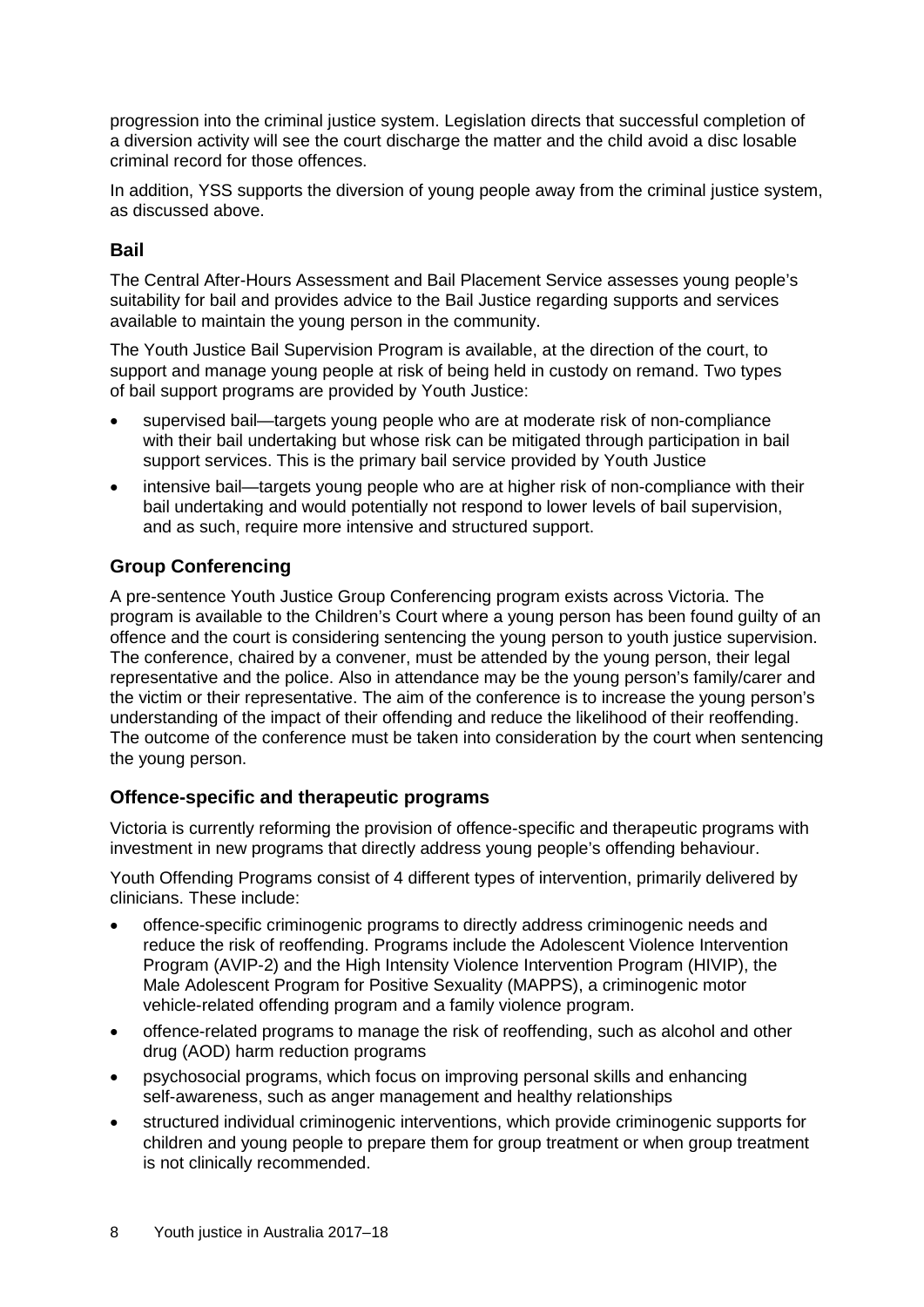progression into the criminal justice system. Legislation directs that successful completion of a diversion activity will see the court discharge the matter and the child avoid a disc losable criminal record for those offences.

In addition, YSS supports the diversion of young people away from the criminal justice system, as discussed above.

### Bail

The Central After-Hours Assessment and Bail Placement Service assesses young people's suitability for bail and provides advice to the Bail Justice regarding supports and services available to maintain the young person in the community.

The Youth Justice Bail Supervision Program is available, at the direction of the court, to support and manage young people at risk of being held in custody on remand. Two types of bail support programs are provided by Youth Justice:

- supervised bail—targets young people who are at moderate risk of non-compliance with their bail undertaking but whose risk can be mitigated through participation in bail support services. This is the primary bail service provided by Youth Justice
- intensive bail—targets young people who are at higher risk of non-compliance with their bail undertaking and would potentially not respond to lower levels of bail supervision, and as such, require more intensive and structured support.

### Group Conferencing

A pre-sentence Youth Justice Group Conferencing program exists across Victoria. The program is available to the Children's Court where a young person has been found guilty of an offence and the court is considering sentencing the young person to youth justice supervision. The conference, chaired by a convener, must be attended by the young person, their legal representative and the police. Also in attendance may be the young person's family/carer and the victim or their representative. The aim of the conference is to increase the young person's understanding of the impact of their offending and reduce the likelihood of their reoffending. The outcome of the conference must be taken into consideration by the court when sentencing the young person.

### Offence-specific and therapeutic programs

Victoria is currently reforming the provision of offence-specific and therapeutic programs with investment in new programs that directly address young people's offending behaviour.

Youth Offending Programs consist of 4 different types of intervention, primarily delivered by clinicians. These include:

- offence-specific criminogenic programs to directly address criminogenic needs and reduce the risk of reoffending. Programs include the Adolescent Violence Intervention Program (AVIP-2) and the High Intensity Violence Intervention Program (HIVIP), the Male Adolescent Program for Positive Sexuality (MAPPS), a criminogenic motor vehicle-related offending program and a family violence program.
- offence-related programs to manage the risk of reoffending, such as alcohol and other drug (AOD) harm reduction programs
- psychosocial programs, which focus on improving personal skills and enhancing self-awareness, such as anger management and healthy relationships
- structured individual criminogenic interventions, which provide criminogenic supports for children and young people to prepare them for group treatment or when group treatment is not clinically recommended.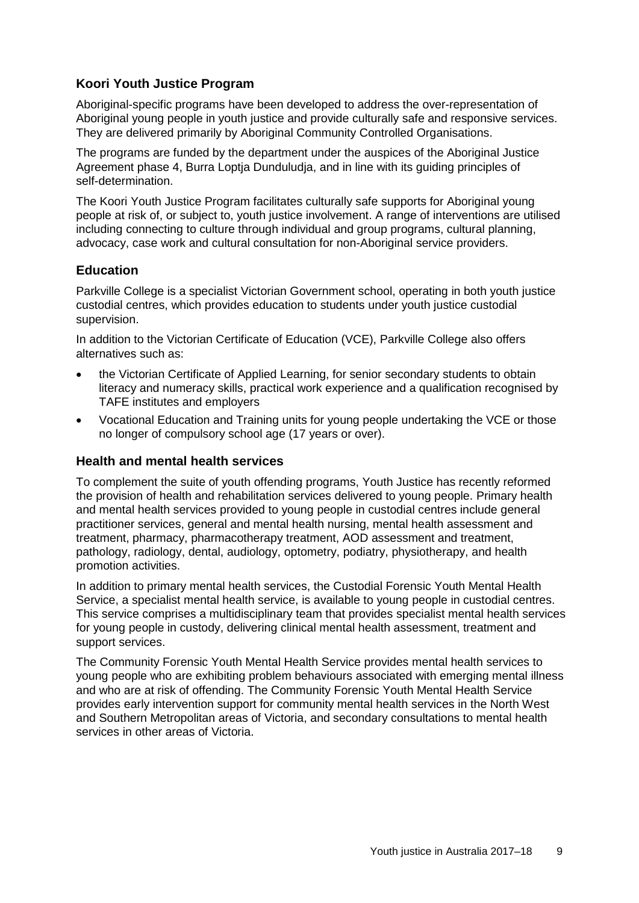### Koori Youth Justice Program

Aboriginal-specific programs have been developed to address the over-representation of Aboriginal young people in youth justice and provide culturally safe and responsive services. They are delivered primarily by Aboriginal Community Controlled Organisations.

The programs are funded by the department under the auspices of the Aboriginal Justice Agreement phase 4, Burra Loptja Dunduludja, and in line with its guiding principles of self-determination.

The Koori Youth Justice Program facilitates culturally safe supports for Aboriginal young people at risk of, or subject to, youth justice involvement. A range of interventions are utilised including connecting to culture through individual and group programs, cultural planning, advocacy, case work and cultural consultation for non-Aboriginal service providers.

### Education

Parkville College is a specialist Victorian Government school, operating in both youth justice custodial centres, which provides education to students under youth justice custodial supervision.

In addition to the Victorian Certificate of Education (VCE), Parkville College also offers alternatives such as:

- the Victorian Certificate of Applied Learning, for senior secondary students to obtain literacy and numeracy skills, practical work experience and a qualification recognised by TAFE institutes and employers
- Vocational Education and Training units for young people undertaking the VCE or those no longer of compulsory school age (17 years or over).

### Health and mental health services

To complement the suite of youth offending programs, Youth Justice has recently reformed the provision of health and rehabilitation services delivered to young people. Primary health and mental health services provided to young people in custodial centres include general practitioner services, general and mental health nursing, mental health assessment and treatment, pharmacy, pharmacotherapy treatment, AOD assessment and treatment, pathology, radiology, dental, audiology, optometry, podiatry, physiotherapy, and health promotion activities.

In addition to primary mental health services, the Custodial Forensic Youth Mental Health Service, a specialist mental health service, is available to young people in custodial centres. This service comprises a multidisciplinary team that provides specialist mental health services for young people in custody, delivering clinical mental health assessment, treatment and support services.

The Community Forensic Youth Mental Health Service provides mental health services to young people who are exhibiting problem behaviours associated with emerging mental illness and who are at risk of offending. The Community Forensic Youth Mental Health Service provides early intervention support for community mental health services in the North West and Southern Metropolitan areas of Victoria, and secondary consultations to mental health services in other areas of Victoria.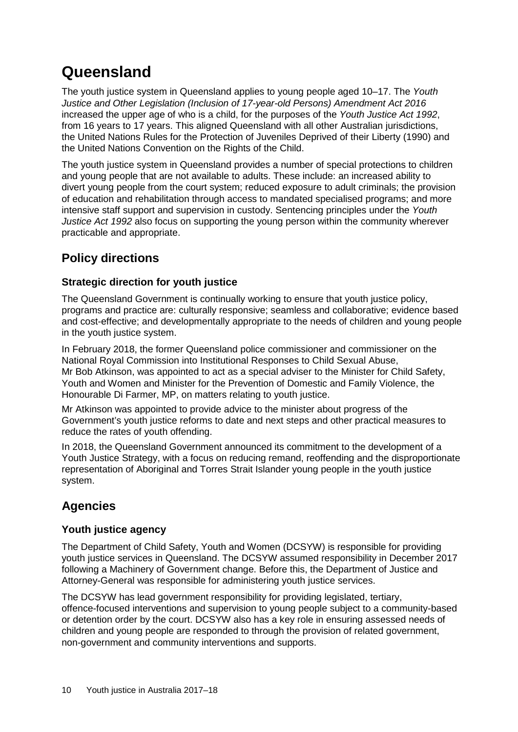# Queensland

The youth justice system in Queensland applies to young people aged 10–17. The *Youth Justice and Other Legislation (Inclusion of 17-year-old Persons) Amendment Act 2016* increased the upper age of who is a child, for the purposes of the *Youth Justice Act 1992*, from 16 years to 17 years. This aligned Queensland with all other Australian jurisdictions, the United Nations Rules for the Protection of Juveniles Deprived of their Liberty (1990) and the United Nations Convention on the Rights of the Child.

The youth justice system in Queensland provides a number of special protections to children and young people that are not available to adults. These include: an increased ability to divert young people from the court system; reduced exposure to adult criminals; the provision of education and rehabilitation through access to mandated specialised programs; and more intensive staff support and supervision in custody. Sentencing principles under the *Youth Justice Act 1992* also focus on supporting the young person within the community wherever practicable and appropriate.

## Policy directions

### Strategic direction for youth justice

The Queensland Government is continually working to ensure that youth justice policy, programs and practice are: culturally responsive; seamless and collaborative; evidence based and cost-effective; and developmentally appropriate to the needs of children and young people in the youth justice system.

In February 2018, the former Queensland police commissioner and commissioner on the National Royal Commission into Institutional Responses to Child Sexual Abuse, Mr Bob Atkinson, was appointed to act as a special adviser to the Minister for Child Safety, Youth and Women and Minister for the Prevention of Domestic and Family Violence, the Honourable Di Farmer, MP, on matters relating to youth justice.

Mr Atkinson was appointed to provide advice to the minister about progress of the Government's youth justice reforms to date and next steps and other practical measures to reduce the rates of youth offending.

In 2018, the Queensland Government announced its commitment to the development of a Youth Justice Strategy, with a focus on reducing remand, reoffending and the disproportionate representation of Aboriginal and Torres Strait Islander young people in the youth justice system.

## Agencies

### Youth justice agency

The Department of Child Safety, Youth and Women (DCSYW) is responsible for providing youth justice services in Queensland. The DCSYW assumed responsibility in December 2017 following a Machinery of Government change. Before this, the Department of Justice and Attorney-General was responsible for administering youth justice services.

The DCSYW has lead government responsibility for providing legislated, tertiary, offence-focused interventions and supervision to young people subject to a community-based or detention order by the court. DCSYW also has a key role in ensuring assessed needs of children and young people are responded to through the provision of related government, non-government and community interventions and supports.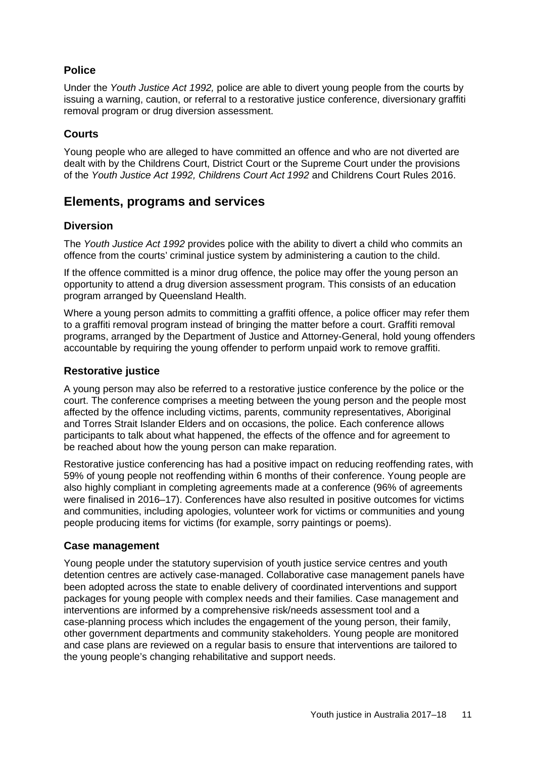### Police

Under the *Youth Justice Act 1992,* police are able to divert young people from the courts by issuing a warning, caution, or referral to a restorative justice conference, diversionary graffiti removal program or drug diversion assessment.

### Courts

Young people who are alleged to have committed an offence and who are not diverted are dealt with by the Childrens Court, District Court or the Supreme Court under the provisions of the *Youth Justice Act 1992, Childrens Court Act 1992* and Childrens Court Rules 2016.

## Elements, programs and services

### Diversion

The *Youth Justice Act 1992* provides police with the ability to divert a child who commits an offence from the courts' criminal justice system by administering a caution to the child.

If the offence committed is a minor drug offence, the police may offer the young person an opportunity to attend a drug diversion assessment program. This consists of an education program arranged by Queensland Health.

Where a young person admits to committing a graffiti offence, a police officer may refer them to a graffiti removal program instead of bringing the matter before a court. Graffiti removal programs, arranged by the Department of Justice and Attorney-General, hold young offenders accountable by requiring the young offender to perform unpaid work to remove graffiti.

### Restorative justice

A young person may also be referred to a restorative justice conference by the police or the court. The conference comprises a meeting between the young person and the people most affected by the offence including victims, parents, community representatives, Aboriginal and Torres Strait Islander Elders and on occasions, the police. Each conference allows participants to talk about what happened, the effects of the offence and for agreement to be reached about how the young person can make reparation.

Restorative justice conferencing has had a positive impact on reducing reoffending rates, with 59% of young people not reoffending within 6 months of their conference. Young people are also highly compliant in completing agreements made at a conference (96% of agreements were finalised in 2016–17). Conferences have also resulted in positive outcomes for victims and communities, including apologies, volunteer work for victims or communities and young people producing items for victims (for example, sorry paintings or poems).

### Case management

Young people under the statutory supervision of youth justice service centres and youth detention centres are actively case-managed. Collaborative case management panels have been adopted across the state to enable delivery of coordinated interventions and support packages for young people with complex needs and their families. Case management and interventions are informed by a comprehensive risk/needs assessment tool and a case-planning process which includes the engagement of the young person, their family, other government departments and community stakeholders. Young people are monitored and case plans are reviewed on a regular basis to ensure that interventions are tailored to the young people's changing rehabilitative and support needs.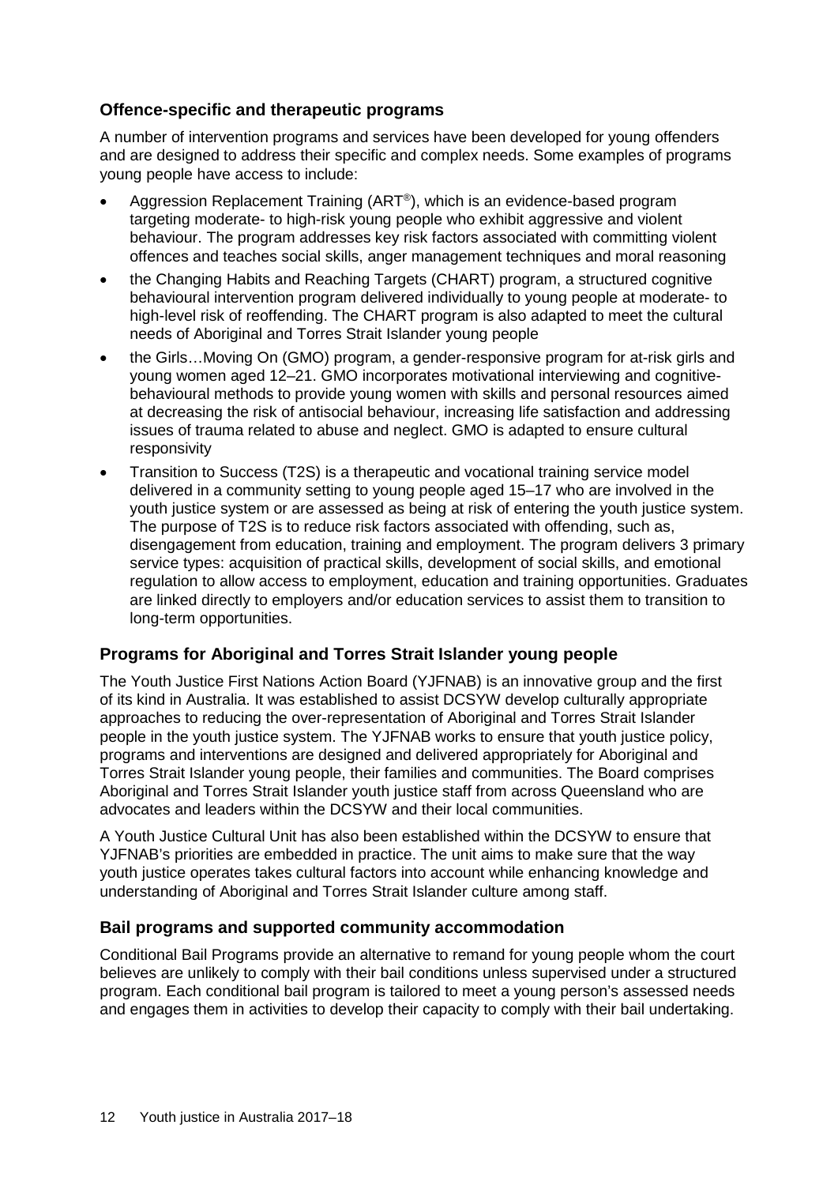### Offence-specific and therapeutic programs

A number of intervention programs and services have been developed for young offenders and are designed to address their specific and complex needs. Some examples of programs young people have access to include:

- Aggression Replacement Training (ART®), which is an evidence-based program targeting moderate- to high-risk young people who exhibit aggressive and violent behaviour. The program addresses key risk factors associated with committing violent offences and teaches social skills, anger management techniques and moral reasoning
- the Changing Habits and Reaching Targets (CHART) program, a structured cognitive behavioural intervention program delivered individually to young people at moderate- to high-level risk of reoffending. The CHART program is also adapted to meet the cultural needs of Aboriginal and Torres Strait Islander young people
- the Girls…Moving On (GMO) program, a gender-responsive program for at-risk girls and young women aged 12–21. GMO incorporates motivational interviewing and cognitive-behavioural methods to provide young women with skills and personal resources aimed at decreasing the risk of antisocial behaviour, increasing life satisfaction and addressing issues of trauma related to abuse and neglect. GMO is adapted to ensure cultural responsivity
- Transition to Success (T2S) is a therapeutic and vocational training service model delivered in a community setting to young people aged 15–17 who are involved in the youth justice system or are assessed as being at risk of entering the youth justice system. The purpose of T2S is to reduce risk factors associated with offending, such as, disengagement from education, training and employment. The program delivers 3 primary service types: acquisition of practical skills, development of social skills, and emotional regulation to allow access to employment, education and training opportunities. Graduates are linked directly to employers and/or education services to assist them to transition to long-term opportunities.

### Programs for Aboriginal and Torres Strait Islander young people

The Youth Justice First Nations Action Board (YJFNAB) is an innovative group and the first of its kind in Australia. It was established to assist DCSYW develop culturally appropriate approaches to reducing the over-representation of Aboriginal and Torres Strait Islander people in the youth justice system. The YJFNAB works to ensure that youth justice policy, programs and interventions are designed and delivered appropriately for Aboriginal and Torres Strait Islander young people, their families and communities. The Board comprises Aboriginal and Torres Strait Islander youth justice staff from across Queensland who are advocates and leaders within the DCSYW and their local communities.

A Youth Justice Cultural Unit has also been established within the DCSYW to ensure that YJFNAB's priorities are embedded in practice. The unit aims to make sure that the way youth justice operates takes cultural factors into account while enhancing knowledge and understanding of Aboriginal and Torres Strait Islander culture among staff.

### Bail programs and supported community accommodation

Conditional Bail Programs provide an alternative to remand for young people whom the court believes are unlikely to comply with their bail conditions unless supervised under a structured program. Each conditional bail program is tailored to meet a young person's assessed needs and engages them in activities to develop their capacity to comply with their bail undertaking.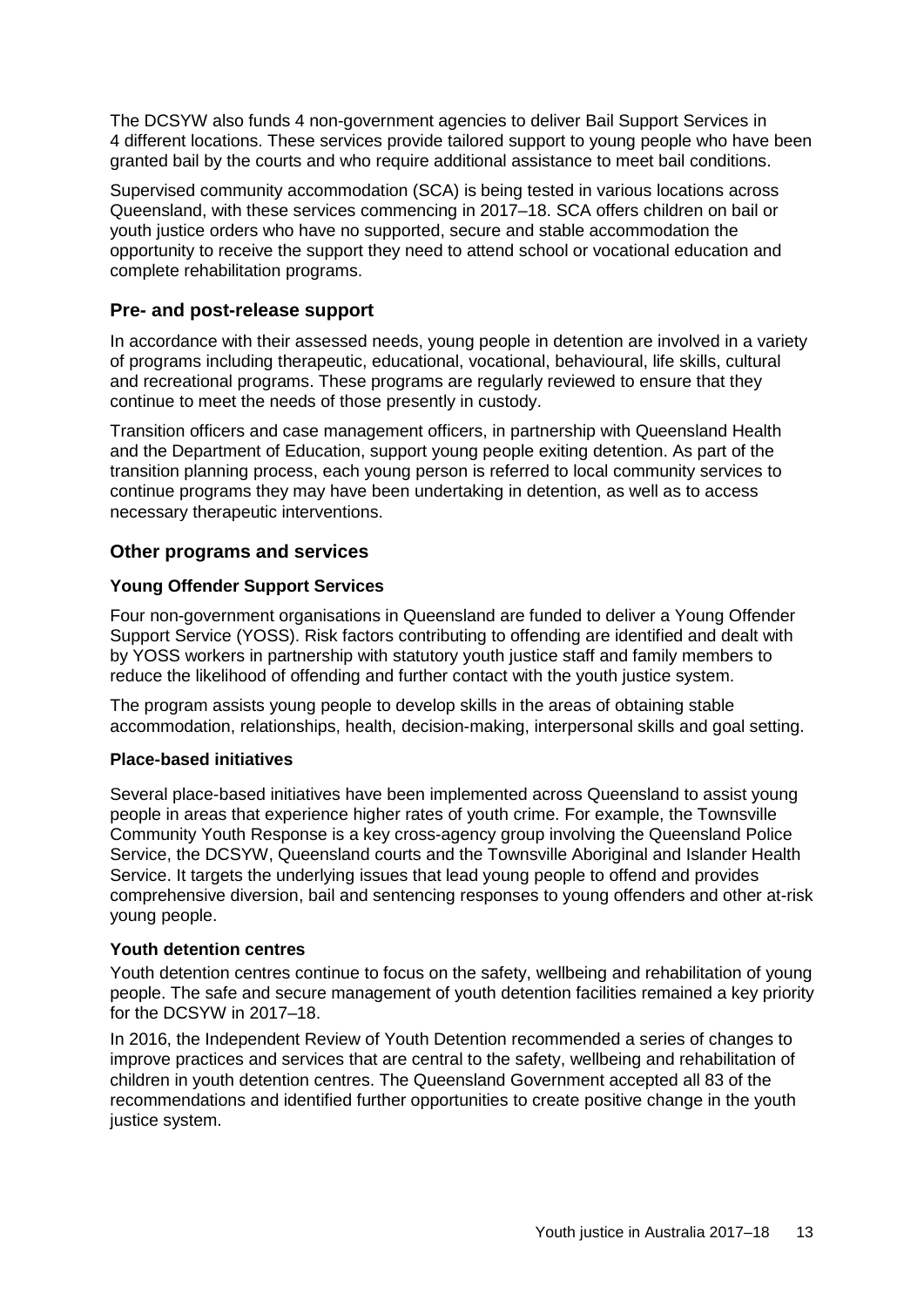The DCSYW also funds 4 non-government agencies to deliver Bail Support Services in 4 different locations. These services provide tailored support to young people who have been granted bail by the courts and who require additional assistance to meet bail conditions.

Supervised community accommodation (SCA) is being tested in various locations across Queensland, with these services commencing in 2017–18. SCA offers children on bail or youth justice orders who have no supported, secure and stable accommodation the opportunity to receive the support they need to attend school or vocational education and complete rehabilitation programs.

## Pre- and post-release support

In accordance with their assessed needs, young people in detention are involved in a variety of programs including therapeutic, educational, vocational, behavioural, life skills, cultural and recreational programs. These programs are regularly reviewed to ensure that they continue to meet the needs of those presently in custody.

Transition officers and case management officers, in partnership with Queensland Health and the Department of Education, support young people exiting detention. As part of the transition planning process, each young person is referred to local community services to continue programs they may have been undertaking in detention, as well as to access necessary therapeutic interventions.

## Other programs and services

### Young Offender Support Services

Four non-government organisations in Queensland are funded to deliver a Young Offender Support Service (YOSS). Risk factors contributing to offending are identified and dealt with by YOSS workers in partnership with statutory youth justice staff and family members to reduce the likelihood of offending and further contact with the youth justice system.

The program assists young people to develop skills in the areas of obtaining stable accommodation, relationships, health, decision-making, interpersonal skills and goal setting.

### Place-based initiatives

Several place-based initiatives have been implemented across Queensland to assist young people in areas that experience higher rates of youth crime. For example, the Townsville Community Youth Response is a key cross-agency group involving the Queensland Police Service, the DCSYW, Queensland courts and the Townsville Aboriginal and Islander Health Service. It targets the underlying issues that lead young people to offend and provides comprehensive diversion, bail and sentencing responses to young offenders and other at-risk young people.

### Youth detention centres

Youth detention centres continue to focus on the safety, wellbeing and rehabilitation of young people. The safe and secure management of youth detention facilities remained a key priority for the DCSYW in 2017–18.

In 2016, the Independent Review of Youth Detention recommended a series of changes to improve practices and services that are central to the safety, wellbeing and rehabilitation of children in youth detention centres. The Queensland Government accepted all 83 of the recommendations and identified further opportunities to create positive change in the youth justice system.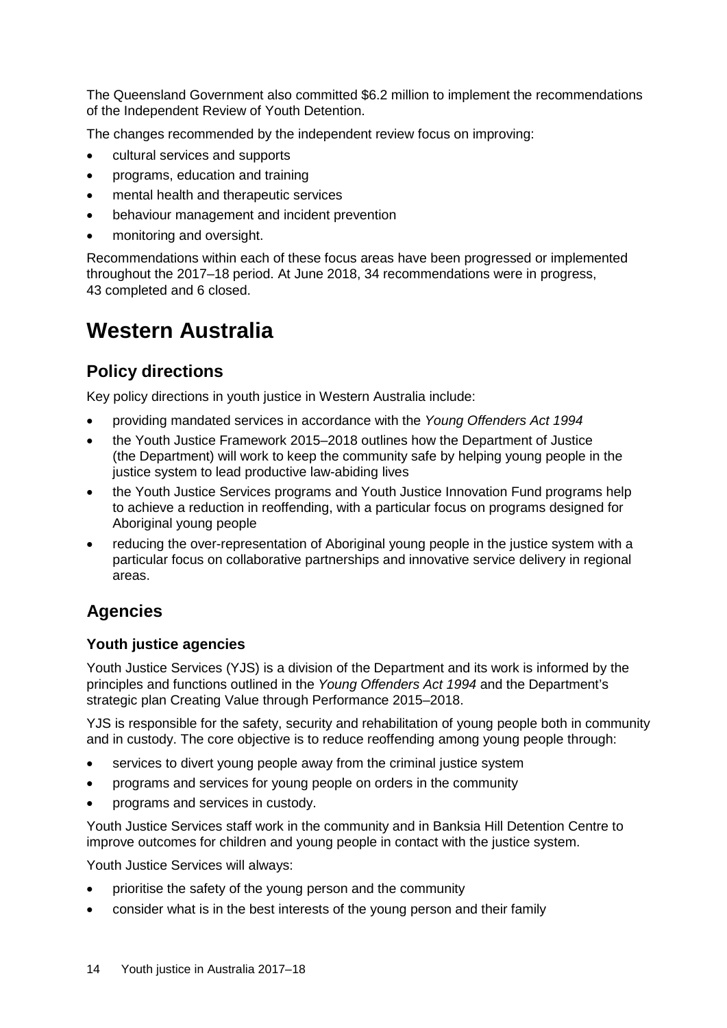The Queensland Government also committed $6.2 million to implement the recommendations of the Independent Review of Youth Detention.

The changes recommended by the independent review focus on improving:

- cultural services and supports
- programs, education and training
- mental health and therapeutic services
- behaviour management and incident prevention
- monitoring and oversight.

Recommendations within each of these focus areas have been progressed or implemented throughout the 2017–18 period. At June 2018, 34 recommendations were in progress, 43 completed and 6 closed.

# Western Australia

## Policy directions

Key policy directions in youth justice in Western Australia include:

- providing mandated services in accordance with the *Young Offenders Act 1994*
- the Youth Justice Framework 2015–2018 outlines how the Department of Justice (the Department) will work to keep the community safe by helping young people in the justice system to lead productive law-abiding lives
- the Youth Justice Services programs and Youth Justice Innovation Fund programs help to achieve a reduction in reoffending, with a particular focus on programs designed for Aboriginal young people
- reducing the over-representation of Aboriginal young people in the justice system with a particular focus on collaborative partnerships and innovative service delivery in regional areas.

## Agencies

### Youth justice agencies

Youth Justice Services (YJS) is a division of the Department and its work is informed by the principles and functions outlined in the *Young Offenders Act 1994* and the Department's strategic plan Creating Value through Performance 2015–2018.

YJS is responsible for the safety, security and rehabilitation of young people both in community and in custody. The core objective is to reduce reoffending among young people through:

- services to divert young people away from the criminal justice system
- programs and services for young people on orders in the community
- programs and services in custody.

Youth Justice Services staff work in the community and in Banksia Hill Detention Centre to improve outcomes for children and young people in contact with the justice system.

Youth Justice Services will always:

- prioritise the safety of the young person and the community
- consider what is in the best interests of the young person and their family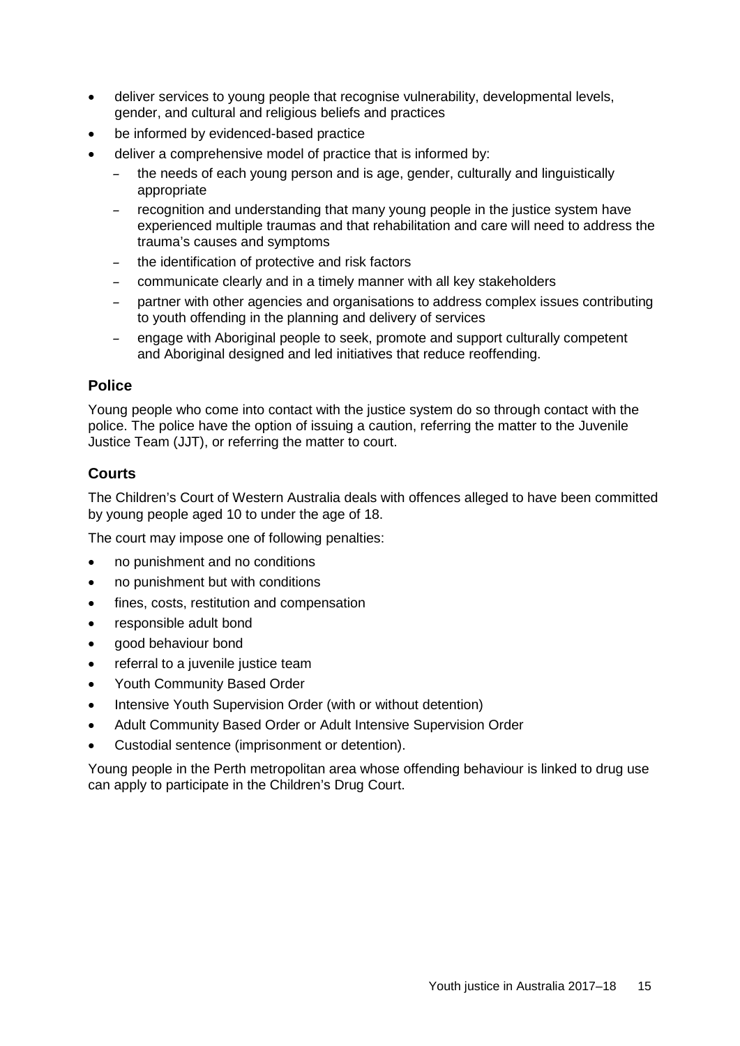- deliver services to young people that recognise vulnerability, developmental levels, gender, and cultural and religious beliefs and practices
- be informed by evidenced-based practice
- deliver a comprehensive model of practice that is informed by:
  - the needs of each young person and is age, gender, culturally and linguistically appropriate
  - recognition and understanding that many young people in the justice system have experienced multiple traumas and that rehabilitation and care will need to address the trauma's causes and symptoms
  - the identification of protective and risk factors
  - communicate clearly and in a timely manner with all key stakeholders
  - partner with other agencies and organisations to address complex issues contributing to youth offending in the planning and delivery of services
  - engage with Aboriginal people to seek, promote and support culturally competent and Aboriginal designed and led initiatives that reduce reoffending.

### Police

Young people who come into contact with the justice system do so through contact with the police. The police have the option of issuing a caution, referring the matter to the Juvenile Justice Team (JJT), or referring the matter to court.

### Courts

The Children's Court of Western Australia deals with offences alleged to have been committed by young people aged 10 to under the age of 18.

The court may impose one of following penalties:

- no punishment and no conditions
- no punishment but with conditions
- fines, costs, restitution and compensation
- responsible adult bond
- good behaviour bond
- referral to a juvenile justice team
- Youth Community Based Order
- Intensive Youth Supervision Order (with or without detention)
- Adult Community Based Order or Adult Intensive Supervision Order
- Custodial sentence (imprisonment or detention).

Young people in the Perth metropolitan area whose offending behaviour is linked to drug use can apply to participate in the Children's Drug Court.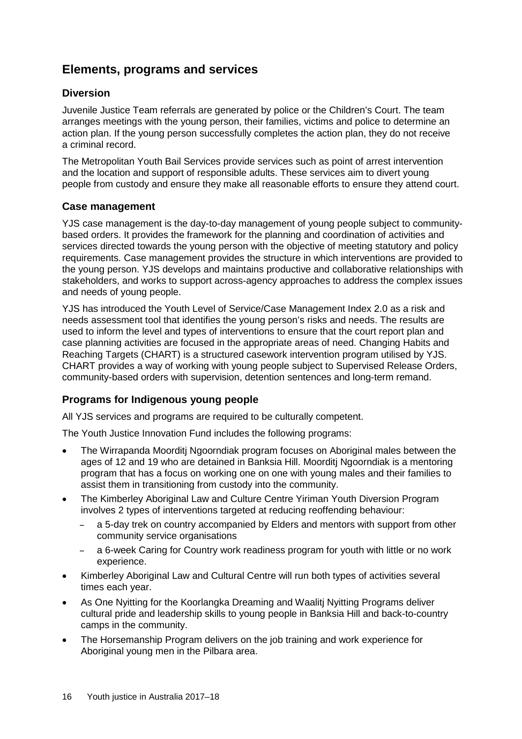## Elements, programs and services

### Diversion

Juvenile Justice Team referrals are generated by police or the Children's Court. The team arranges meetings with the young person, their families, victims and police to determine an action plan. If the young person successfully completes the action plan, they do not receive a criminal record.

The Metropolitan Youth Bail Services provide services such as point of arrest intervention and the location and support of responsible adults. These services aim to divert young people from custody and ensure they make all reasonable efforts to ensure they attend court.

### Case management

YJS case management is the day-to-day management of young people subject to community-based orders. It provides the framework for the planning and coordination of activities and services directed towards the young person with the objective of meeting statutory and policy requirements. Case management provides the structure in which interventions are provided to the young person. YJS develops and maintains productive and collaborative relationships with stakeholders, and works to support across-agency approaches to address the complex issues and needs of young people.

YJS has introduced the Youth Level of Service/Case Management Index 2.0 as a risk and needs assessment tool that identifies the young person's risks and needs. The results are used to inform the level and types of interventions to ensure that the court report plan and case planning activities are focused in the appropriate areas of need. Changing Habits and Reaching Targets (CHART) is a structured casework intervention program utilised by YJS. CHART provides a way of working with young people subject to Supervised Release Orders, community-based orders with supervision, detention sentences and long-term remand.

### Programs for Indigenous young people

All YJS services and programs are required to be culturally competent.

The Youth Justice Innovation Fund includes the following programs:

- The Wirrapanda Moorditj Ngoorndiak program focuses on Aboriginal males between the ages of 12 and 19 who are detained in Banksia Hill. Moorditj Ngoorndiak is a mentoring program that has a focus on working one on one with young males and their families to assist them in transitioning from custody into the community.
- The Kimberley Aboriginal Law and Culture Centre Yiriman Youth Diversion Program involves 2 types of interventions targeted at reducing reoffending behaviour:
  - a 5-day trek on country accompanied by Elders and mentors with support from other community service organisations
  - a 6-week Caring for Country work readiness program for youth with little or no work experience.
- Kimberley Aboriginal Law and Cultural Centre will run both types of activities several times each year.
- As One Nyitting for the Koorlangka Dreaming and Waalitj Nyitting Programs deliver cultural pride and leadership skills to young people in Banksia Hill and back-to-country camps in the community.
- The Horsemanship Program delivers on the job training and work experience for Aboriginal young men in the Pilbara area.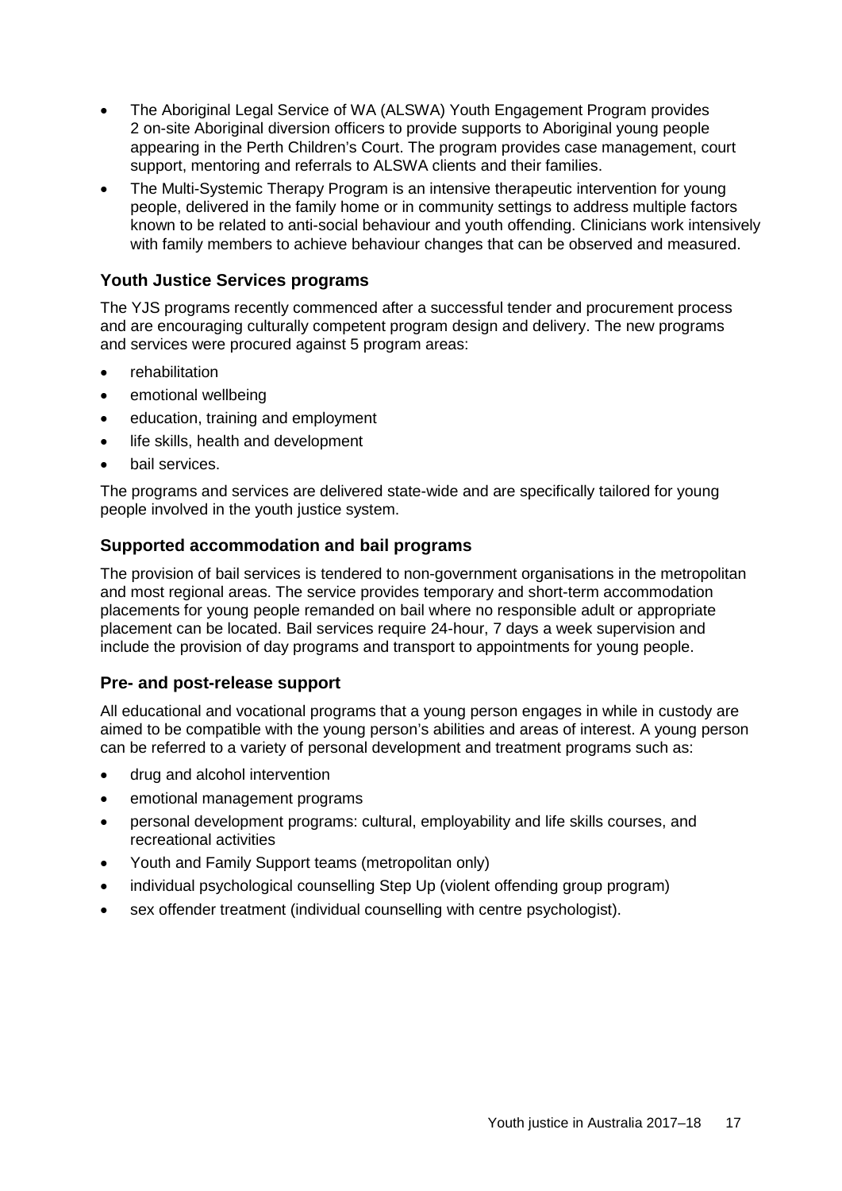- The Aboriginal Legal Service of WA (ALSWA) Youth Engagement Program provides 2 on-site Aboriginal diversion officers to provide supports to Aboriginal young people appearing in the Perth Children's Court. The program provides case management, court support, mentoring and referrals to ALSWA clients and their families.
- The Multi-Systemic Therapy Program is an intensive therapeutic intervention for young people, delivered in the family home or in community settings to address multiple factors known to be related to anti-social behaviour and youth offending. Clinicians work intensively with family members to achieve behaviour changes that can be observed and measured.

### Youth Justice Services programs

The YJS programs recently commenced after a successful tender and procurement process and are encouraging culturally competent program design and delivery. The new programs and services were procured against 5 program areas:

- rehabilitation
- emotional wellbeing
- education, training and employment
- life skills, health and development
- bail services.

The programs and services are delivered state-wide and are specifically tailored for young people involved in the youth justice system.

### Supported accommodation and bail programs

The provision of bail services is tendered to non-government organisations in the metropolitan and most regional areas. The service provides temporary and short-term accommodation placements for young people remanded on bail where no responsible adult or appropriate placement can be located. Bail services require 24-hour, 7 days a week supervision and include the provision of day programs and transport to appointments for young people.

### Pre- and post-release support

All educational and vocational programs that a young person engages in while in custody are aimed to be compatible with the young person's abilities and areas of interest. A young person can be referred to a variety of personal development and treatment programs such as:

- drug and alcohol intervention
- emotional management programs
- personal development programs: cultural, employability and life skills courses, and recreational activities
- Youth and Family Support teams (metropolitan only)
- individual psychological counselling Step Up (violent offending group program)
- sex offender treatment (individual counselling with centre psychologist).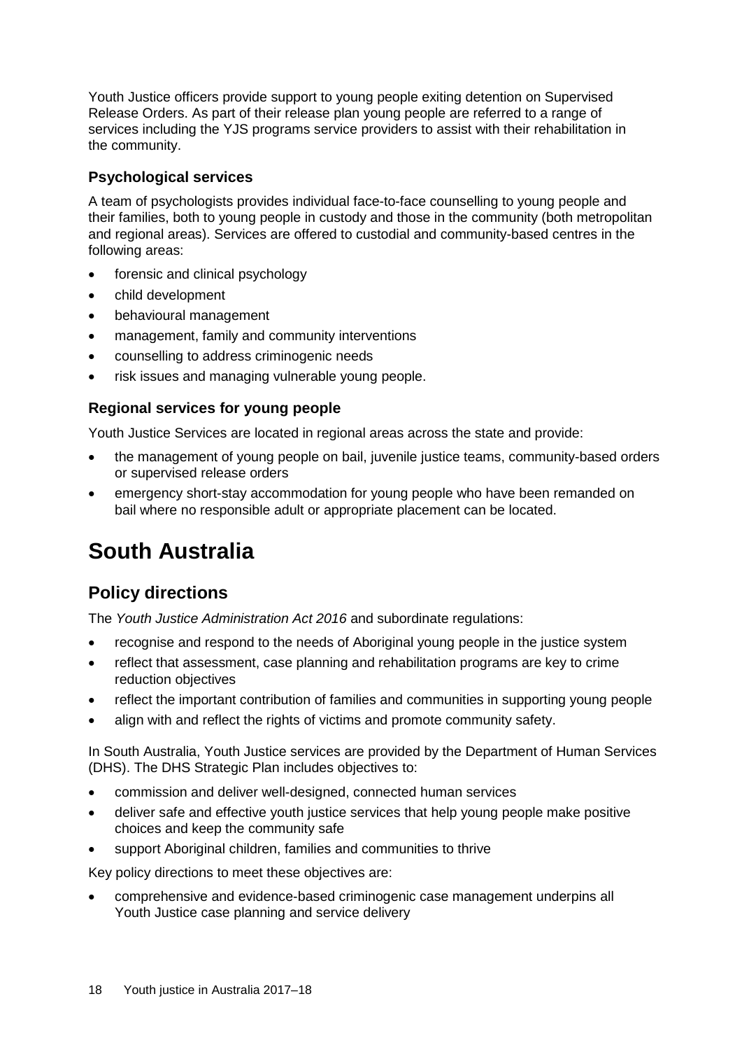Youth Justice officers provide support to young people exiting detention on Supervised Release Orders. As part of their release plan young people are referred to a range of services including the YJS programs service providers to assist with their rehabilitation in the community.

### Psychological services

A team of psychologists provides individual face-to-face counselling to young people and their families, both to young people in custody and those in the community (both metropolitan and regional areas). Services are offered to custodial and community-based centres in the following areas:

- forensic and clinical psychology
- child development
- behavioural management
- management, family and community interventions
- counselling to address criminogenic needs
- risk issues and managing vulnerable young people.

### Regional services for young people

Youth Justice Services are located in regional areas across the state and provide:

- the management of young people on bail, juvenile justice teams, community-based orders or supervised release orders
- emergency short-stay accommodation for young people who have been remanded on bail where no responsible adult or appropriate placement can be located.

# South Australia

## Policy directions

The *Youth Justice Administration Act 2016* and subordinate regulations:

- recognise and respond to the needs of Aboriginal young people in the justice system
- reflect that assessment, case planning and rehabilitation programs are key to crime reduction objectives
- reflect the important contribution of families and communities in supporting young people
- align with and reflect the rights of victims and promote community safety.

In South Australia, Youth Justice services are provided by the Department of Human Services (DHS). The DHS Strategic Plan includes objectives to:

- commission and deliver well-designed, connected human services
- deliver safe and effective youth justice services that help young people make positive choices and keep the community safe
- support Aboriginal children, families and communities to thrive

Key policy directions to meet these objectives are:

- comprehensive and evidence-based criminogenic case management underpins all Youth Justice case planning and service delivery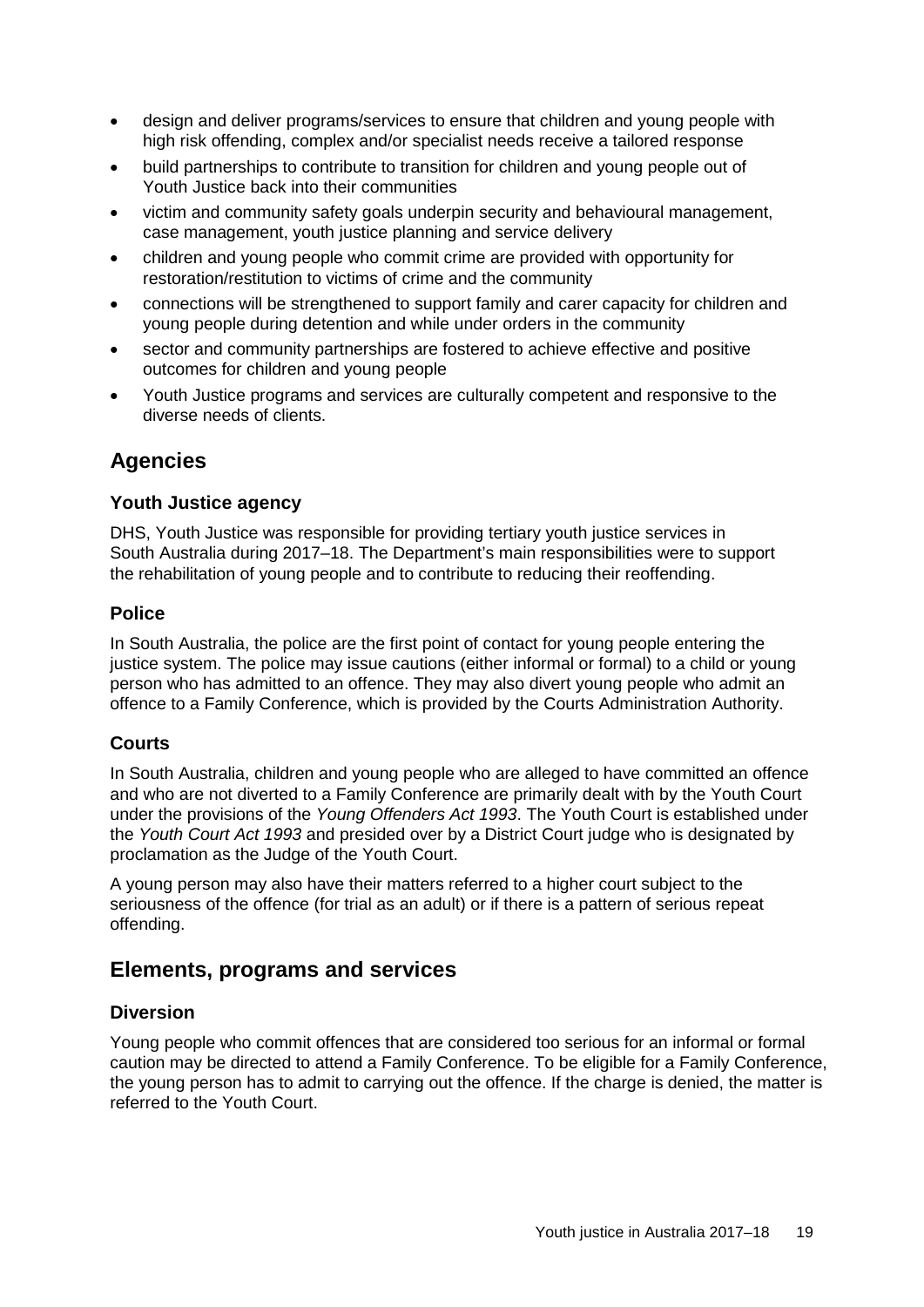- design and deliver programs/services to ensure that children and young people with high risk offending, complex and/or specialist needs receive a tailored response
- build partnerships to contribute to transition for children and young people out of Youth Justice back into their communities
- victim and community safety goals underpin security and behavioural management, case management, youth justice planning and service delivery
- children and young people who commit crime are provided with opportunity for restoration/restitution to victims of crime and the community
- connections will be strengthened to support family and carer capacity for children and young people during detention and while under orders in the community
- sector and community partnerships are fostered to achieve effective and positive outcomes for children and young people
- Youth Justice programs and services are culturally competent and responsive to the diverse needs of clients.

## Agencies

### Youth Justice agency

DHS, Youth Justice was responsible for providing tertiary youth justice services in South Australia during 2017–18. The Department's main responsibilities were to support the rehabilitation of young people and to contribute to reducing their reoffending.

### Police

In South Australia, the police are the first point of contact for young people entering the justice system. The police may issue cautions (either informal or formal) to a child or young person who has admitted to an offence. They may also divert young people who admit an offence to a Family Conference, which is provided by the Courts Administration Authority.

### Courts

In South Australia, children and young people who are alleged to have committed an offence and who are not diverted to a Family Conference are primarily dealt with by the Youth Court under the provisions of the *Young Offenders Act 1993*. The Youth Court is established under the *Youth Court Act 1993* and presided over by a District Court judge who is designated by proclamation as the Judge of the Youth Court.

A young person may also have their matters referred to a higher court subject to the seriousness of the offence (for trial as an adult) or if there is a pattern of serious repeat offending.

## Elements, programs and services

### Diversion

Young people who commit offences that are considered too serious for an informal or formal caution may be directed to attend a Family Conference. To be eligible for a Family Conference, the young person has to admit to carrying out the offence. If the charge is denied, the matter is referred to the Youth Court.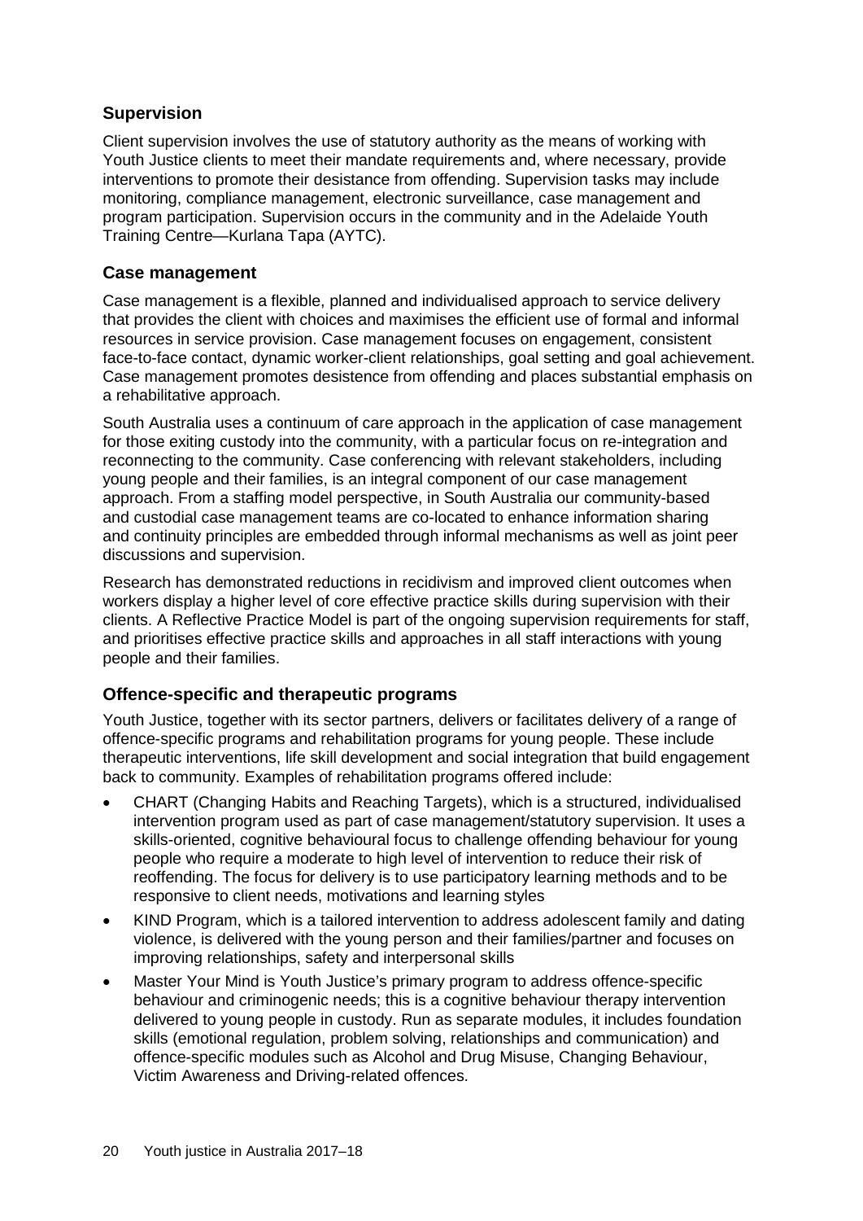### Supervision

Client supervision involves the use of statutory authority as the means of working with Youth Justice clients to meet their mandate requirements and, where necessary, provide interventions to promote their desistance from offending. Supervision tasks may include monitoring, compliance management, electronic surveillance, case management and program participation. Supervision occurs in the community and in the Adelaide Youth Training Centre—Kurlana Tapa (AYTC).

### Case management

Case management is a flexible, planned and individualised approach to service delivery that provides the client with choices and maximises the efficient use of formal and informal resources in service provision. Case management focuses on engagement, consistent face-to-face contact, dynamic worker-client relationships, goal setting and goal achievement. Case management promotes desistence from offending and places substantial emphasis on a rehabilitative approach.

South Australia uses a continuum of care approach in the application of case management for those exiting custody into the community, with a particular focus on re-integration and reconnecting to the community. Case conferencing with relevant stakeholders, including young people and their families, is an integral component of our case management approach. From a staffing model perspective, in South Australia our community-based and custodial case management teams are co-located to enhance information sharing and continuity principles are embedded through informal mechanisms as well as joint peer discussions and supervision.

Research has demonstrated reductions in recidivism and improved client outcomes when workers display a higher level of core effective practice skills during supervision with their clients. A Reflective Practice Model is part of the ongoing supervision requirements for staff, and prioritises effective practice skills and approaches in all staff interactions with young people and their families.

### Offence-specific and therapeutic programs

Youth Justice, together with its sector partners, delivers or facilitates delivery of a range of offence-specific programs and rehabilitation programs for young people. These include therapeutic interventions, life skill development and social integration that build engagement back to community. Examples of rehabilitation programs offered include:

- CHART (Changing Habits and Reaching Targets), which is a structured, individualised intervention program used as part of case management/statutory supervision. It uses a skills-oriented, cognitive behavioural focus to challenge offending behaviour for young people who require a moderate to high level of intervention to reduce their risk of reoffending. The focus for delivery is to use participatory learning methods and to be responsive to client needs, motivations and learning styles
- KIND Program, which is a tailored intervention to address adolescent family and dating violence, is delivered with the young person and their families/partner and focuses on improving relationships, safety and interpersonal skills
- Master Your Mind is Youth Justice's primary program to address offence-specific behaviour and criminogenic needs; this is a cognitive behaviour therapy intervention delivered to young people in custody. Run as separate modules, it includes foundation skills (emotional regulation, problem solving, relationships and communication) and offence-specific modules such as Alcohol and Drug Misuse, Changing Behaviour, Victim Awareness and Driving-related offences.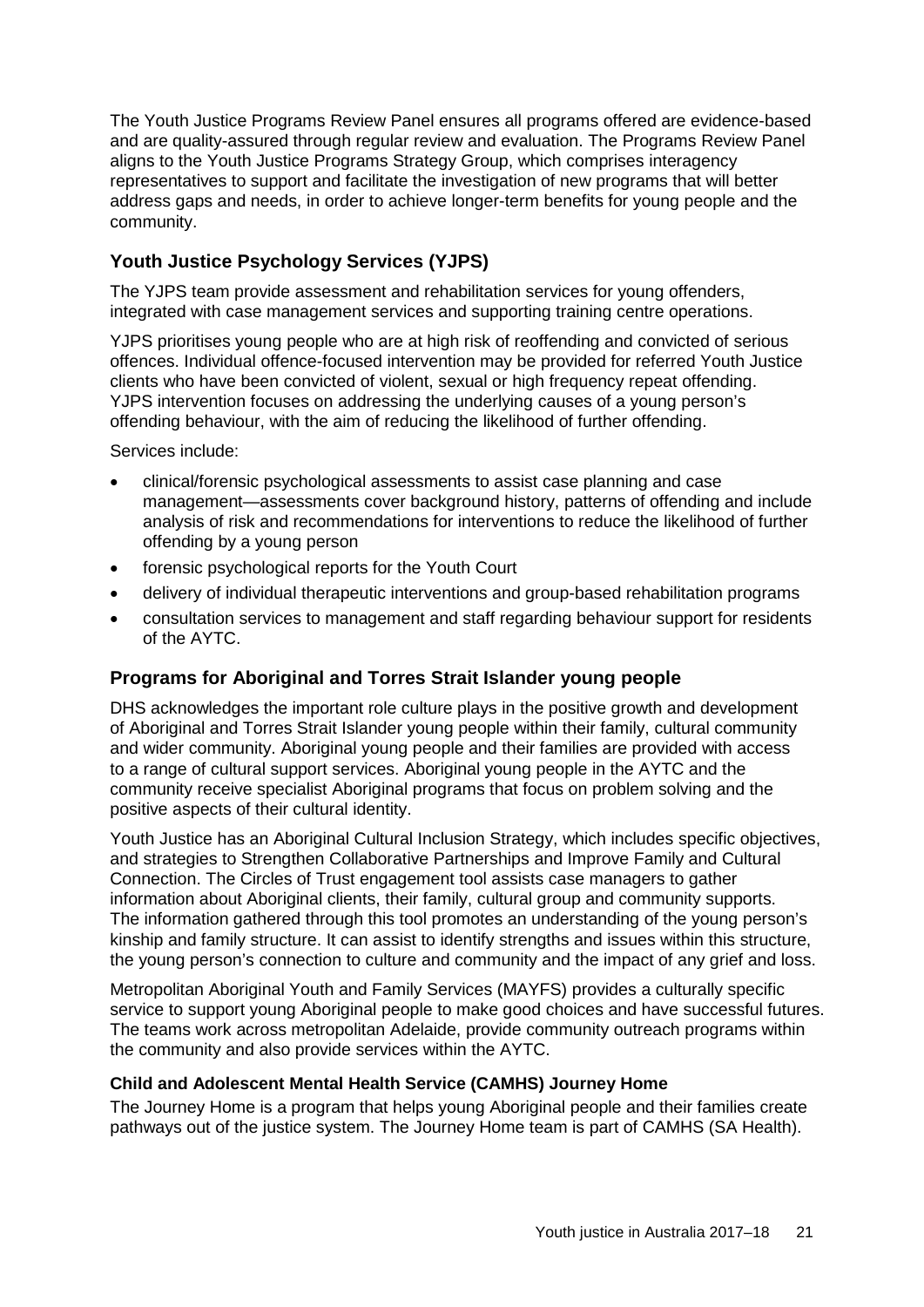The Youth Justice Programs Review Panel ensures all programs offered are evidence-based and are quality-assured through regular review and evaluation. The Programs Review Panel aligns to the Youth Justice Programs Strategy Group, which comprises interagency representatives to support and facilitate the investigation of new programs that will better address gaps and needs, in order to achieve longer-term benefits for young people and the community.

## Youth Justice Psychology Services (YJPS)

The YJPS team provide assessment and rehabilitation services for young offenders, integrated with case management services and supporting training centre operations.

YJPS prioritises young people who are at high risk of reoffending and convicted of serious offences. Individual offence-focused intervention may be provided for referred Youth Justice clients who have been convicted of violent, sexual or high frequency repeat offending. YJPS intervention focuses on addressing the underlying causes of a young person's offending behaviour, with the aim of reducing the likelihood of further offending.

Services include:

- clinical/forensic psychological assessments to assist case planning and case management—assessments cover background history, patterns of offending and include analysis of risk and recommendations for interventions to reduce the likelihood of further offending by a young person
- forensic psychological reports for the Youth Court
- delivery of individual therapeutic interventions and group-based rehabilitation programs
- consultation services to management and staff regarding behaviour support for residents of the AYTC.

## Programs for Aboriginal and Torres Strait Islander young people

DHS acknowledges the important role culture plays in the positive growth and development of Aboriginal and Torres Strait Islander young people within their family, cultural community and wider community. Aboriginal young people and their families are provided with access to a range of cultural support services. Aboriginal young people in the AYTC and the community receive specialist Aboriginal programs that focus on problem solving and the positive aspects of their cultural identity.

Youth Justice has an Aboriginal Cultural Inclusion Strategy, which includes specific objectives, and strategies to Strengthen Collaborative Partnerships and Improve Family and Cultural Connection. The Circles of Trust engagement tool assists case managers to gather information about Aboriginal clients, their family, cultural group and community supports. The information gathered through this tool promotes an understanding of the young person's kinship and family structure. It can assist to identify strengths and issues within this structure, the young person's connection to culture and community and the impact of any grief and loss.

Metropolitan Aboriginal Youth and Family Services (MAYFS) provides a culturally specific service to support young Aboriginal people to make good choices and have successful futures. The teams work across metropolitan Adelaide, provide community outreach programs within the community and also provide services within the AYTC.

### Child and Adolescent Mental Health Service (CAMHS) Journey Home

The Journey Home is a program that helps young Aboriginal people and their families create pathways out of the justice system. The Journey Home team is part of CAMHS (SA Health).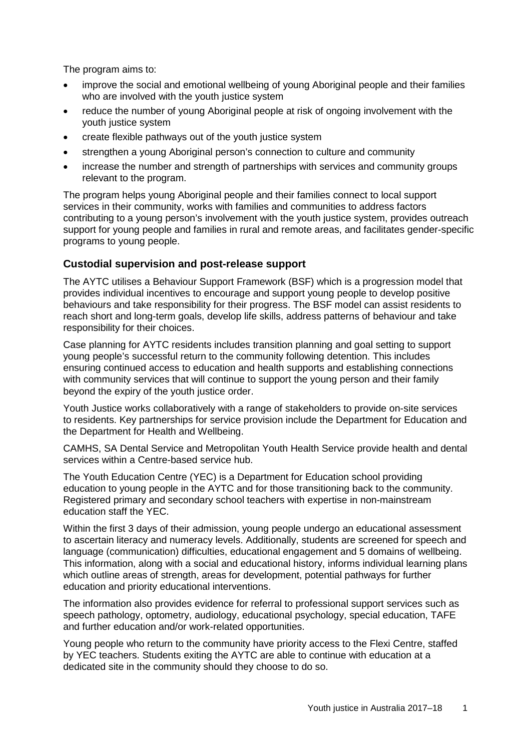The program aims to:

- improve the social and emotional wellbeing of young Aboriginal people and their families who are involved with the youth justice system
- reduce the number of young Aboriginal people at risk of ongoing involvement with the youth justice system
- create flexible pathways out of the youth justice system
- strengthen a young Aboriginal person's connection to culture and community
- increase the number and strength of partnerships with services and community groups relevant to the program.

The program helps young Aboriginal people and their families connect to local support services in their community, works with families and communities to address factors contributing to a young person's involvement with the youth justice system, provides outreach support for young people and families in rural and remote areas, and facilitates gender-specific programs to young people.

### Custodial supervision and post-release support

The AYTC utilises a Behaviour Support Framework (BSF) which is a progression model that provides individual incentives to encourage and support young people to develop positive behaviours and take responsibility for their progress. The BSF model can assist residents to reach short and long-term goals, develop life skills, address patterns of behaviour and take responsibility for their choices.

Case planning for AYTC residents includes transition planning and goal setting to support young people's successful return to the community following detention. This includes ensuring continued access to education and health supports and establishing connections with community services that will continue to support the young person and their family beyond the expiry of the youth justice order.

Youth Justice works collaboratively with a range of stakeholders to provide on-site services to residents. Key partnerships for service provision include the Department for Education and the Department for Health and Wellbeing.

CAMHS, SA Dental Service and Metropolitan Youth Health Service provide health and dental services within a Centre-based service hub.

The Youth Education Centre (YEC) is a Department for Education school providing education to young people in the AYTC and for those transitioning back to the community. Registered primary and secondary school teachers with expertise in non-mainstream education staff the YEC.

Within the first 3 days of their admission, young people undergo an educational assessment to ascertain literacy and numeracy levels. Additionally, students are screened for speech and language (communication) difficulties, educational engagement and 5 domains of wellbeing. This information, along with a social and educational history, informs individual learning plans which outline areas of strength, areas for development, potential pathways for further education and priority educational interventions.

The information also provides evidence for referral to professional support services such as speech pathology, optometry, audiology, educational psychology, special education, TAFE and further education and/or work-related opportunities.

Young people who return to the community have priority access to the Flexi Centre, staffed by YEC teachers. Students exiting the AYTC are able to continue with education at a dedicated site in the community should they choose to do so.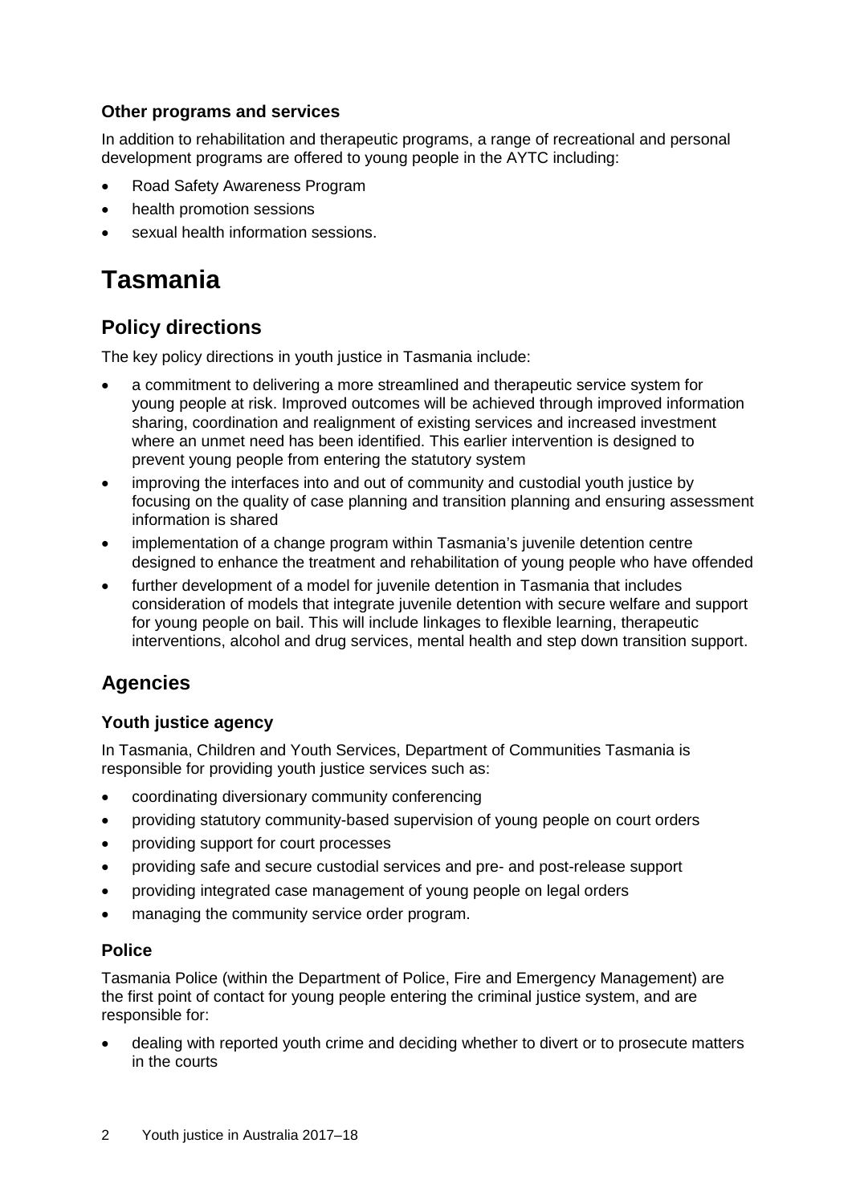### Other programs and services

In addition to rehabilitation and therapeutic programs, a range of recreational and personal development programs are offered to young people in the AYTC including:

- Road Safety Awareness Program
- health promotion sessions
- sexual health information sessions.

# Tasmania

## Policy directions

The key policy directions in youth justice in Tasmania include:

- a commitment to delivering a more streamlined and therapeutic service system for young people at risk. Improved outcomes will be achieved through improved information sharing, coordination and realignment of existing services and increased investment where an unmet need has been identified. This earlier intervention is designed to prevent young people from entering the statutory system
- improving the interfaces into and out of community and custodial youth justice by focusing on the quality of case planning and transition planning and ensuring assessment information is shared
- implementation of a change program within Tasmania's juvenile detention centre designed to enhance the treatment and rehabilitation of young people who have offended
- further development of a model for juvenile detention in Tasmania that includes consideration of models that integrate juvenile detention with secure welfare and support for young people on bail. This will include linkages to flexible learning, therapeutic interventions, alcohol and drug services, mental health and step down transition support.

## Agencies

### Youth justice agency

In Tasmania, Children and Youth Services, Department of Communities Tasmania is responsible for providing youth justice services such as:

- coordinating diversionary community conferencing
- providing statutory community-based supervision of young people on court orders
- providing support for court processes
- providing safe and secure custodial services and pre- and post-release support
- providing integrated case management of young people on legal orders
- managing the community service order program.

### Police

Tasmania Police (within the Department of Police, Fire and Emergency Management) are the first point of contact for young people entering the criminal justice system, and are responsible for:

- dealing with reported youth crime and deciding whether to divert or to prosecute matters in the courts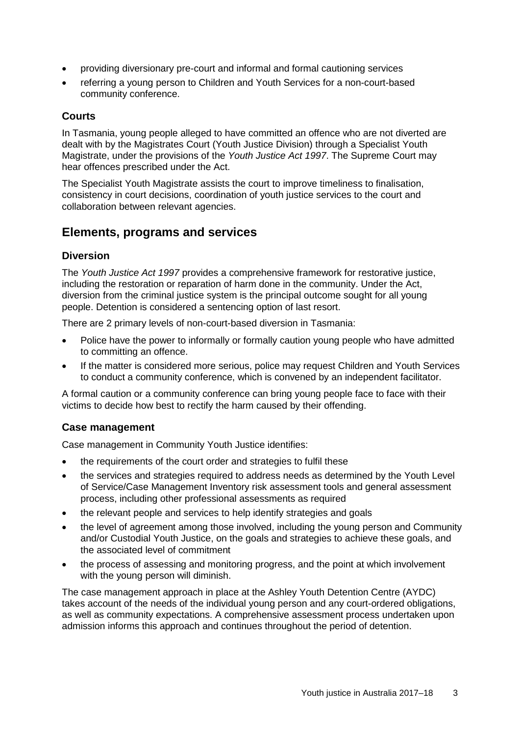- providing diversionary pre-court and informal and formal cautioning services
- referring a young person to Children and Youth Services for a non-court-based community conference.

### Courts

In Tasmania, young people alleged to have committed an offence who are not diverted are dealt with by the Magistrates Court (Youth Justice Division) through a Specialist Youth Magistrate, under the provisions of the *Youth Justice Act 1997*. The Supreme Court may hear offences prescribed under the Act.

The Specialist Youth Magistrate assists the court to improve timeliness to finalisation, consistency in court decisions, coordination of youth justice services to the court and collaboration between relevant agencies.

## Elements, programs and services

### Diversion

The *Youth Justice Act 1997* provides a comprehensive framework for restorative justice, including the restoration or reparation of harm done in the community. Under the Act, diversion from the criminal justice system is the principal outcome sought for all young people. Detention is considered a sentencing option of last resort.

There are 2 primary levels of non-court-based diversion in Tasmania:

- Police have the power to informally or formally caution young people who have admitted to committing an offence.
- If the matter is considered more serious, police may request Children and Youth Services to conduct a community conference, which is convened by an independent facilitator.

A formal caution or a community conference can bring young people face to face with their victims to decide how best to rectify the harm caused by their offending.

### Case management

Case management in Community Youth Justice identifies:

- the requirements of the court order and strategies to fulfil these
- the services and strategies required to address needs as determined by the Youth Level of Service/Case Management Inventory risk assessment tools and general assessment process, including other professional assessments as required
- the relevant people and services to help identify strategies and goals
- the level of agreement among those involved, including the young person and Community and/or Custodial Youth Justice, on the goals and strategies to achieve these goals, and the associated level of commitment
- the process of assessing and monitoring progress, and the point at which involvement with the young person will diminish.

The case management approach in place at the Ashley Youth Detention Centre (AYDC) takes account of the needs of the individual young person and any court-ordered obligations, as well as community expectations. A comprehensive assessment process undertaken upon admission informs this approach and continues throughout the period of detention.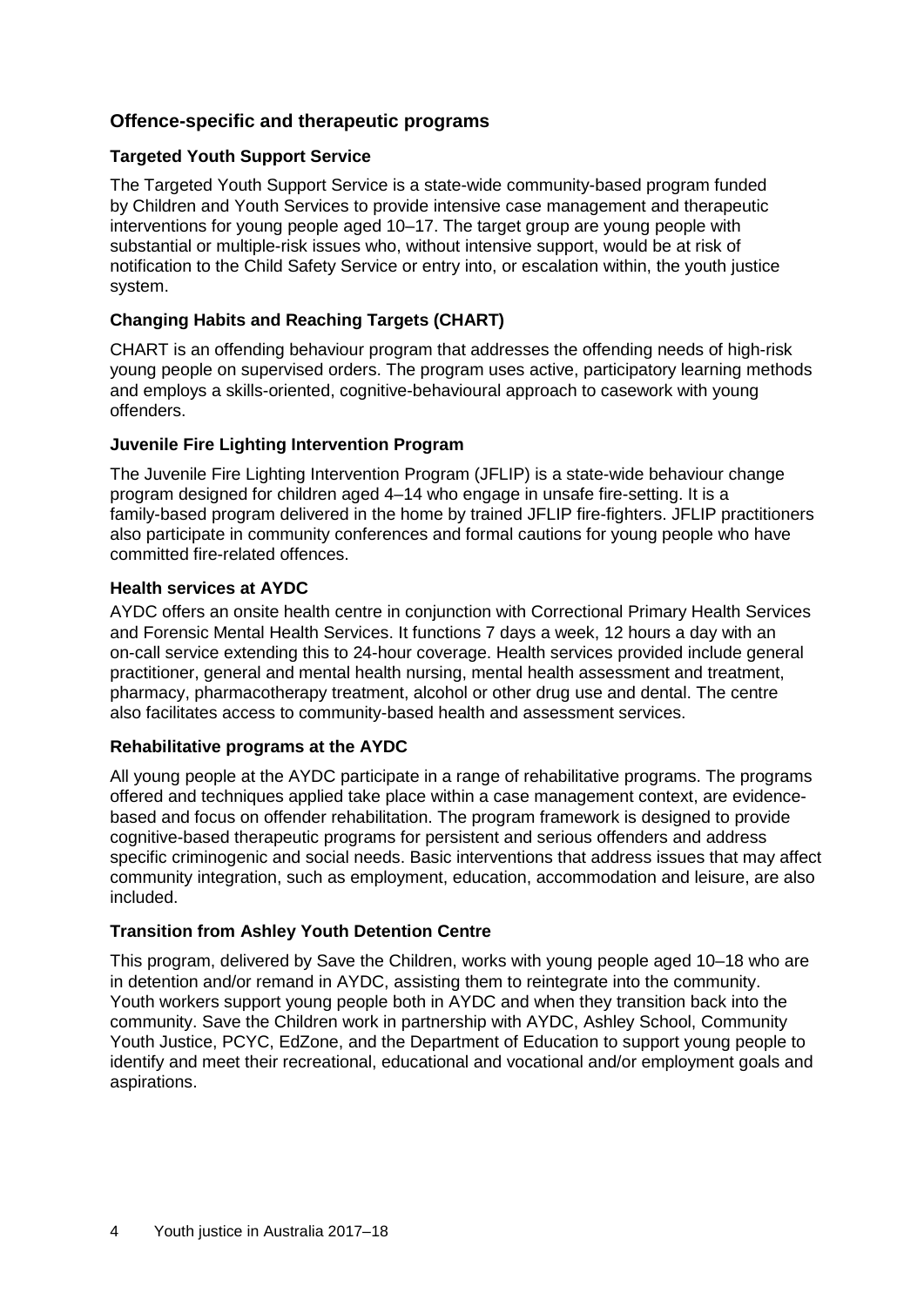## Offence-specific and therapeutic programs

### Targeted Youth Support Service

The Targeted Youth Support Service is a state-wide community-based program funded by Children and Youth Services to provide intensive case management and therapeutic interventions for young people aged 10–17. The target group are young people with substantial or multiple-risk issues who, without intensive support, would be at risk of notification to the Child Safety Service or entry into, or escalation within, the youth justice system.

### Changing Habits and Reaching Targets (CHART)

CHART is an offending behaviour program that addresses the offending needs of high-risk young people on supervised orders. The program uses active, participatory learning methods and employs a skills-oriented, cognitive-behavioural approach to casework with young offenders.

### Juvenile Fire Lighting Intervention Program

The Juvenile Fire Lighting Intervention Program (JFLIP) is a state-wide behaviour change program designed for children aged 4–14 who engage in unsafe fire-setting. It is a family-based program delivered in the home by trained JFLIP fire-fighters. JFLIP practitioners also participate in community conferences and formal cautions for young people who have committed fire-related offences.

### Health services at AYDC

AYDC offers an onsite health centre in conjunction with Correctional Primary Health Services and Forensic Mental Health Services. It functions 7 days a week, 12 hours a day with an on-call service extending this to 24-hour coverage. Health services provided include general practitioner, general and mental health nursing, mental health assessment and treatment, pharmacy, pharmacotherapy treatment, alcohol or other drug use and dental. The centre also facilitates access to community-based health and assessment services.

### Rehabilitative programs at the AYDC

All young people at the AYDC participate in a range of rehabilitative programs. The programs offered and techniques applied take place within a case management context, are evidence-based and focus on offender rehabilitation. The program framework is designed to provide cognitive-based therapeutic programs for persistent and serious offenders and address specific criminogenic and social needs. Basic interventions that address issues that may affect community integration, such as employment, education, accommodation and leisure, are also included.

### Transition from Ashley Youth Detention Centre

This program, delivered by Save the Children, works with young people aged 10–18 who are in detention and/or remand in AYDC, assisting them to reintegrate into the community. Youth workers support young people both in AYDC and when they transition back into the community. Save the Children work in partnership with AYDC, Ashley School, Community Youth Justice, PCYC, EdZone, and the Department of Education to support young people to identify and meet their recreational, educational and vocational and/or employment goals and aspirations.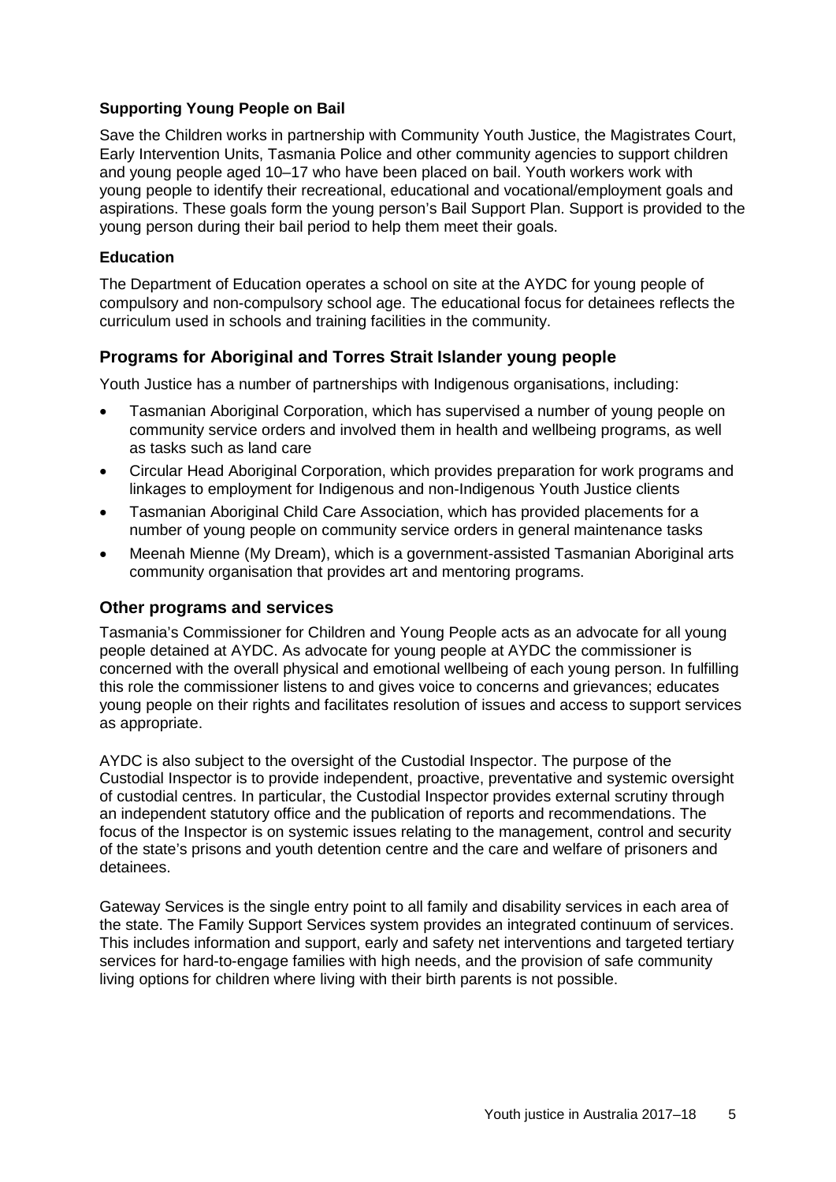**Supporting Young People on Bail**

Save the Children works in partnership with Community Youth Justice, the Magistrates Court, Early Intervention Units, Tasmania Police and other community agencies to support children and young people aged 10–17 who have been placed on bail. Youth workers work with young people to identify their recreational, educational and vocational/employment goals and aspirations. These goals form the young person's Bail Support Plan. Support is provided to the young person during their bail period to help them meet their goals.

**Education**

The Department of Education operates a school on site at the AYDC for young people of compulsory and non-compulsory school age. The educational focus for detainees reflects the curriculum used in schools and training facilities in the community.

## Programs for Aboriginal and Torres Strait Islander young people

Youth Justice has a number of partnerships with Indigenous organisations, including:

- Tasmanian Aboriginal Corporation, which has supervised a number of young people on community service orders and involved them in health and wellbeing programs, as well as tasks such as land care
- Circular Head Aboriginal Corporation, which provides preparation for work programs and linkages to employment for Indigenous and non-Indigenous Youth Justice clients
- Tasmanian Aboriginal Child Care Association, which has provided placements for a number of young people on community service orders in general maintenance tasks
- Meenah Mienne (My Dream), which is a government-assisted Tasmanian Aboriginal arts community organisation that provides art and mentoring programs.

## Other programs and services

Tasmania's Commissioner for Children and Young People acts as an advocate for all young people detained at AYDC. As advocate for young people at AYDC the commissioner is concerned with the overall physical and emotional wellbeing of each young person. In fulfilling this role the commissioner listens to and gives voice to concerns and grievances; educates young people on their rights and facilitates resolution of issues and access to support services as appropriate.

AYDC is also subject to the oversight of the Custodial Inspector. The purpose of the Custodial Inspector is to provide independent, proactive, preventative and systemic oversight of custodial centres. In particular, the Custodial Inspector provides external scrutiny through an independent statutory office and the publication of reports and recommendations. The focus of the Inspector is on systemic issues relating to the management, control and security of the state's prisons and youth detention centre and the care and welfare of prisoners and detainees.

Gateway Services is the single entry point to all family and disability services in each area of the state. The Family Support Services system provides an integrated continuum of services. This includes information and support, early and safety net interventions and targeted tertiary services for hard-to-engage families with high needs, and the provision of safe community living options for children where living with their birth parents is not possible.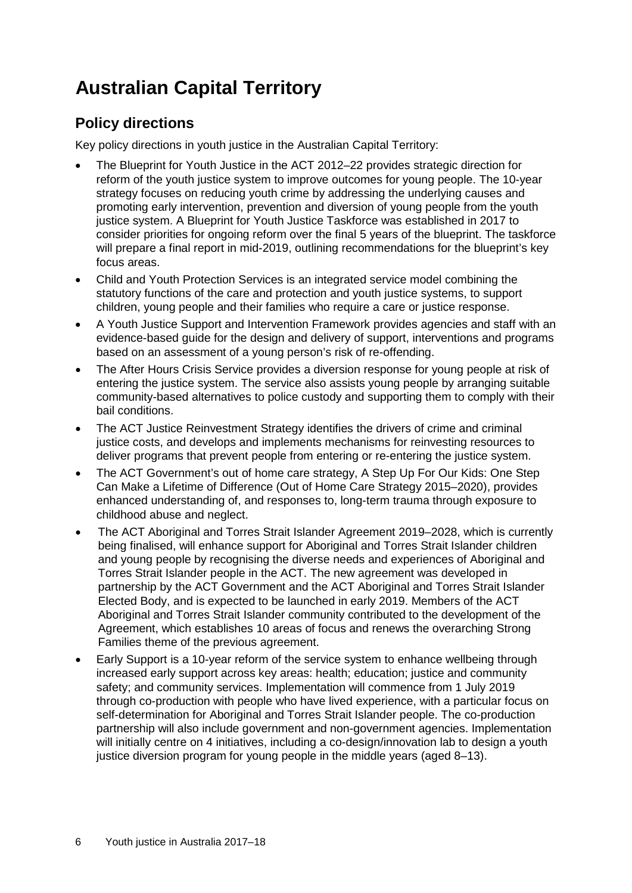# Australian Capital Territory

## Policy directions

Key policy directions in youth justice in the Australian Capital Territory:

- The Blueprint for Youth Justice in the ACT 2012–22 provides strategic direction for reform of the youth justice system to improve outcomes for young people. The 10-year strategy focuses on reducing youth crime by addressing the underlying causes and promoting early intervention, prevention and diversion of young people from the youth justice system. A Blueprint for Youth Justice Taskforce was established in 2017 to consider priorities for ongoing reform over the final 5 years of the blueprint. The taskforce will prepare a final report in mid-2019, outlining recommendations for the blueprint's key focus areas.
- Child and Youth Protection Services is an integrated service model combining the statutory functions of the care and protection and youth justice systems, to support children, young people and their families who require a care or justice response.
- A Youth Justice Support and Intervention Framework provides agencies and staff with an evidence-based guide for the design and delivery of support, interventions and programs based on an assessment of a young person's risk of re-offending.
- The After Hours Crisis Service provides a diversion response for young people at risk of entering the justice system. The service also assists young people by arranging suitable community-based alternatives to police custody and supporting them to comply with their bail conditions.
- The ACT Justice Reinvestment Strategy identifies the drivers of crime and criminal justice costs, and develops and implements mechanisms for reinvesting resources to deliver programs that prevent people from entering or re-entering the justice system.
- The ACT Government's out of home care strategy, A Step Up For Our Kids: One Step Can Make a Lifetime of Difference (Out of Home Care Strategy 2015–2020), provides enhanced understanding of, and responses to, long-term trauma through exposure to childhood abuse and neglect.
- The ACT Aboriginal and Torres Strait Islander Agreement 2019–2028, which is currently being finalised, will enhance support for Aboriginal and Torres Strait Islander children and young people by recognising the diverse needs and experiences of Aboriginal and Torres Strait Islander people in the ACT. The new agreement was developed in partnership by the ACT Government and the ACT Aboriginal and Torres Strait Islander Elected Body, and is expected to be launched in early 2019. Members of the ACT Aboriginal and Torres Strait Islander community contributed to the development of the Agreement, which establishes 10 areas of focus and renews the overarching Strong Families theme of the previous agreement.
- Early Support is a 10-year reform of the service system to enhance wellbeing through increased early support across key areas: health; education; justice and community safety; and community services. Implementation will commence from 1 July 2019 through co-production with people who have lived experience, with a particular focus on self-determination for Aboriginal and Torres Strait Islander people. The co-production partnership will also include government and non-government agencies. Implementation will initially centre on 4 initiatives, including a co-design/innovation lab to design a youth justice diversion program for young people in the middle years (aged 8–13).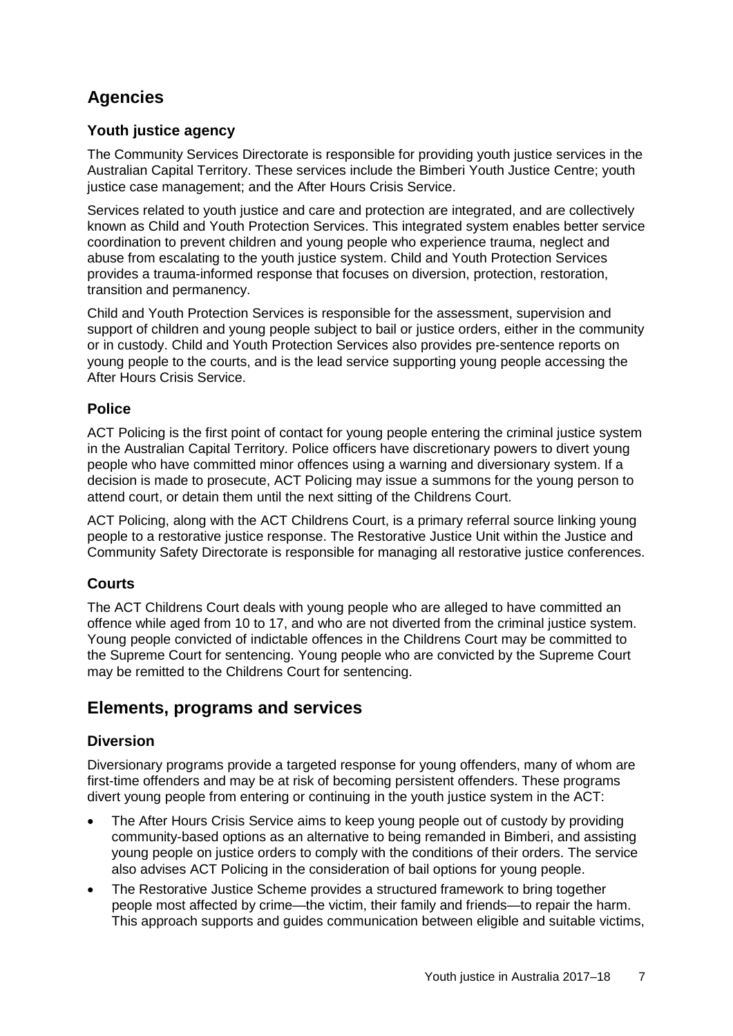## Agencies

### Youth justice agency

The Community Services Directorate is responsible for providing youth justice services in the Australian Capital Territory. These services include the Bimberi Youth Justice Centre; youth justice case management; and the After Hours Crisis Service.

Services related to youth justice and care and protection are integrated, and are collectively known as Child and Youth Protection Services. This integrated system enables better service coordination to prevent children and young people who experience trauma, neglect and abuse from escalating to the youth justice system. Child and Youth Protection Services provides a trauma-informed response that focuses on diversion, protection, restoration, transition and permanency.

Child and Youth Protection Services is responsible for the assessment, supervision and support of children and young people subject to bail or justice orders, either in the community or in custody. Child and Youth Protection Services also provides pre-sentence reports on young people to the courts, and is the lead service supporting young people accessing the After Hours Crisis Service.

### Police

ACT Policing is the first point of contact for young people entering the criminal justice system in the Australian Capital Territory. Police officers have discretionary powers to divert young people who have committed minor offences using a warning and diversionary system. If a decision is made to prosecute, ACT Policing may issue a summons for the young person to attend court, or detain them until the next sitting of the Childrens Court.

ACT Policing, along with the ACT Childrens Court, is a primary referral source linking young people to a restorative justice response. The Restorative Justice Unit within the Justice and Community Safety Directorate is responsible for managing all restorative justice conferences.

### Courts

The ACT Childrens Court deals with young people who are alleged to have committed an offence while aged from 10 to 17, and who are not diverted from the criminal justice system. Young people convicted of indictable offences in the Childrens Court may be committed to the Supreme Court for sentencing. Young people who are convicted by the Supreme Court may be remitted to the Childrens Court for sentencing.

## Elements, programs and services

### Diversion

Diversionary programs provide a targeted response for young offenders, many of whom are first-time offenders and may be at risk of becoming persistent offenders. These programs divert young people from entering or continuing in the youth justice system in the ACT:

- The After Hours Crisis Service aims to keep young people out of custody by providing community-based options as an alternative to being remanded in Bimberi, and assisting young people on justice orders to comply with the conditions of their orders. The service also advises ACT Policing in the consideration of bail options for young people.
- The Restorative Justice Scheme provides a structured framework to bring together people most affected by crime—the victim, their family and friends—to repair the harm. This approach supports and guides communication between eligible and suitable victims,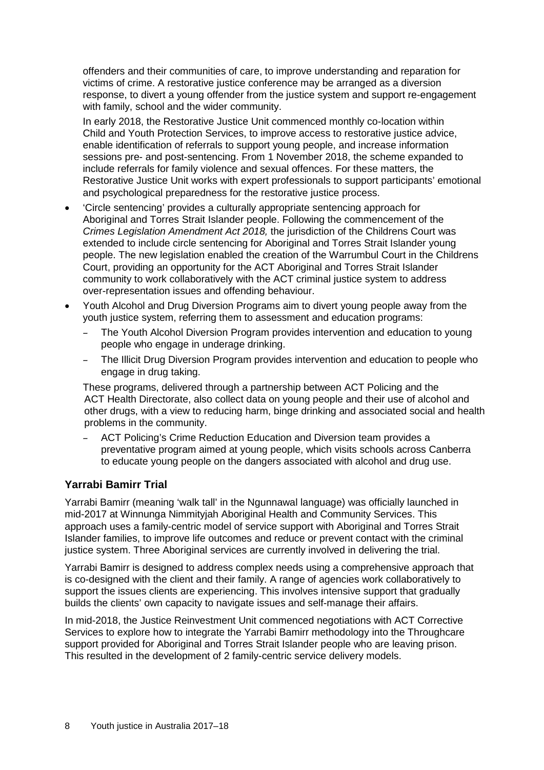offenders and their communities of care, to improve understanding and reparation for victims of crime. A restorative justice conference may be arranged as a diversion response, to divert a young offender from the justice system and support re-engagement with family, school and the wider community.

  In early 2018, the Restorative Justice Unit commenced monthly co-location within Child and Youth Protection Services, to improve access to restorative justice advice, enable identification of referrals to support young people, and increase information sessions pre- and post-sentencing. From 1 November 2018, the scheme expanded to include referrals for family violence and sexual offences. For these matters, the Restorative Justice Unit works with expert professionals to support participants' emotional and psychological preparedness for the restorative justice process.

- 'Circle sentencing' provides a culturally appropriate sentencing approach for Aboriginal and Torres Strait Islander people. Following the commencement of the *Crimes Legislation Amendment Act 2018,* the jurisdiction of the Childrens Court was extended to include circle sentencing for Aboriginal and Torres Strait Islander young people. The new legislation enabled the creation of the Warrumbul Court in the Childrens Court, providing an opportunity for the ACT Aboriginal and Torres Strait Islander community to work collaboratively with the ACT criminal justice system to address over-representation issues and offending behaviour.
- Youth Alcohol and Drug Diversion Programs aim to divert young people away from the youth justice system, referring them to assessment and education programs:
  - The Youth Alcohol Diversion Program provides intervention and education to young people who engage in underage drinking.
  - The Illicit Drug Diversion Program provides intervention and education to people who engage in drug taking.

  These programs, delivered through a partnership between ACT Policing and the ACT Health Directorate, also collect data on young people and their use of alcohol and other drugs, with a view to reducing harm, binge drinking and associated social and health problems in the community.

  - ACT Policing's Crime Reduction Education and Diversion team provides a preventative program aimed at young people, which visits schools across Canberra to educate young people on the dangers associated with alcohol and drug use.

### Yarrabi Bamirr Trial

Yarrabi Bamirr (meaning 'walk tall' in the Ngunnawal language) was officially launched in mid-2017 at Winnunga Nimmityjah Aboriginal Health and Community Services. This approach uses a family-centric model of service support with Aboriginal and Torres Strait Islander families, to improve life outcomes and reduce or prevent contact with the criminal justice system. Three Aboriginal services are currently involved in delivering the trial.

Yarrabi Bamirr is designed to address complex needs using a comprehensive approach that is co-designed with the client and their family. A range of agencies work collaboratively to support the issues clients are experiencing. This involves intensive support that gradually builds the clients' own capacity to navigate issues and self-manage their affairs.

In mid-2018, the Justice Reinvestment Unit commenced negotiations with ACT Corrective Services to explore how to integrate the Yarrabi Bamirr methodology into the Throughcare support provided for Aboriginal and Torres Strait Islander people who are leaving prison. This resulted in the development of 2 family-centric service delivery models.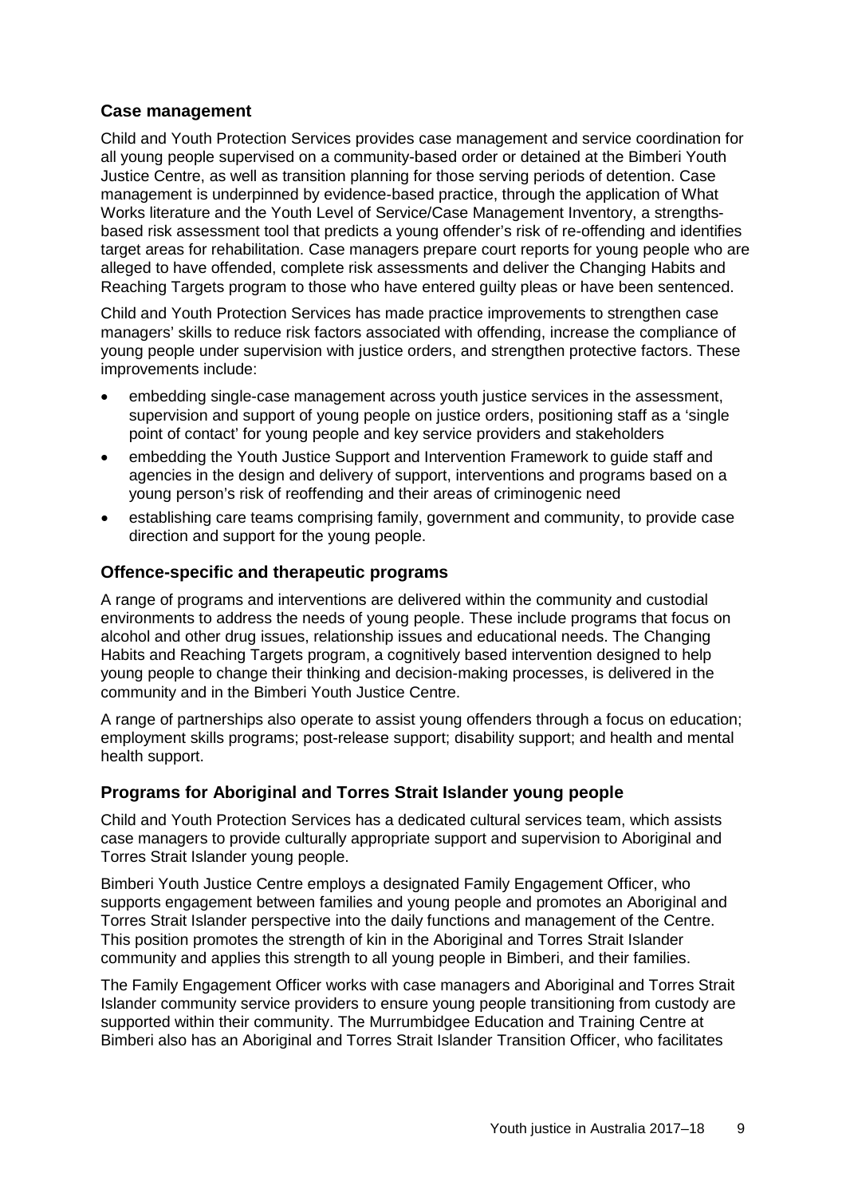### Case management

Child and Youth Protection Services provides case management and service coordination for all young people supervised on a community-based order or detained at the Bimberi Youth Justice Centre, as well as transition planning for those serving periods of detention. Case management is underpinned by evidence-based practice, through the application of What Works literature and the Youth Level of Service/Case Management Inventory, a strengths-based risk assessment tool that predicts a young offender's risk of re-offending and identifies target areas for rehabilitation. Case managers prepare court reports for young people who are alleged to have offended, complete risk assessments and deliver the Changing Habits and Reaching Targets program to those who have entered guilty pleas or have been sentenced.

Child and Youth Protection Services has made practice improvements to strengthen case managers' skills to reduce risk factors associated with offending, increase the compliance of young people under supervision with justice orders, and strengthen protective factors. These improvements include:

- embedding single-case management across youth justice services in the assessment, supervision and support of young people on justice orders, positioning staff as a 'single point of contact' for young people and key service providers and stakeholders
- embedding the Youth Justice Support and Intervention Framework to guide staff and agencies in the design and delivery of support, interventions and programs based on a young person's risk of reoffending and their areas of criminogenic need
- establishing care teams comprising family, government and community, to provide case direction and support for the young people.

### Offence-specific and therapeutic programs

A range of programs and interventions are delivered within the community and custodial environments to address the needs of young people. These include programs that focus on alcohol and other drug issues, relationship issues and educational needs. The Changing Habits and Reaching Targets program, a cognitively based intervention designed to help young people to change their thinking and decision-making processes, is delivered in the community and in the Bimberi Youth Justice Centre.

A range of partnerships also operate to assist young offenders through a focus on education; employment skills programs; post-release support; disability support; and health and mental health support.

### Programs for Aboriginal and Torres Strait Islander young people

Child and Youth Protection Services has a dedicated cultural services team, which assists case managers to provide culturally appropriate support and supervision to Aboriginal and Torres Strait Islander young people.

Bimberi Youth Justice Centre employs a designated Family Engagement Officer, who supports engagement between families and young people and promotes an Aboriginal and Torres Strait Islander perspective into the daily functions and management of the Centre. This position promotes the strength of kin in the Aboriginal and Torres Strait Islander community and applies this strength to all young people in Bimberi, and their families.

The Family Engagement Officer works with case managers and Aboriginal and Torres Strait Islander community service providers to ensure young people transitioning from custody are supported within their community. The Murrumbidgee Education and Training Centre at Bimberi also has an Aboriginal and Torres Strait Islander Transition Officer, who facilitates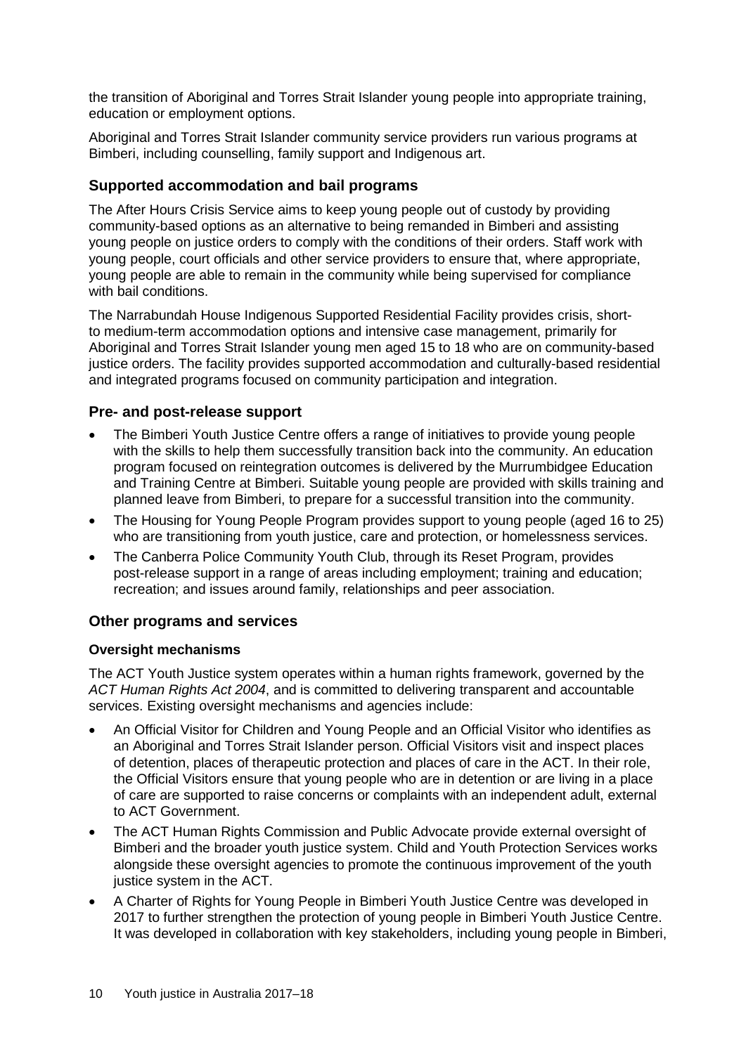the transition of Aboriginal and Torres Strait Islander young people into appropriate training, education or employment options.

Aboriginal and Torres Strait Islander community service providers run various programs at Bimberi, including counselling, family support and Indigenous art.

### Supported accommodation and bail programs

The After Hours Crisis Service aims to keep young people out of custody by providing community-based options as an alternative to being remanded in Bimberi and assisting young people on justice orders to comply with the conditions of their orders. Staff work with young people, court officials and other service providers to ensure that, where appropriate, young people are able to remain in the community while being supervised for compliance with bail conditions.

The Narrabundah House Indigenous Supported Residential Facility provides crisis, short- to medium-term accommodation options and intensive case management, primarily for Aboriginal and Torres Strait Islander young men aged 15 to 18 who are on community-based justice orders. The facility provides supported accommodation and culturally-based residential and integrated programs focused on community participation and integration.

### Pre- and post-release support

- The Bimberi Youth Justice Centre offers a range of initiatives to provide young people with the skills to help them successfully transition back into the community. An education program focused on reintegration outcomes is delivered by the Murrumbidgee Education and Training Centre at Bimberi. Suitable young people are provided with skills training and planned leave from Bimberi, to prepare for a successful transition into the community.
- The Housing for Young People Program provides support to young people (aged 16 to 25) who are transitioning from youth justice, care and protection, or homelessness services.
- The Canberra Police Community Youth Club, through its Reset Program, provides post-release support in a range of areas including employment; training and education; recreation; and issues around family, relationships and peer association.

### Other programs and services

#### Oversight mechanisms

The ACT Youth Justice system operates within a human rights framework, governed by the *ACT Human Rights Act 2004*, and is committed to delivering transparent and accountable services. Existing oversight mechanisms and agencies include:

- An Official Visitor for Children and Young People and an Official Visitor who identifies as an Aboriginal and Torres Strait Islander person. Official Visitors visit and inspect places of detention, places of therapeutic protection and places of care in the ACT. In their role, the Official Visitors ensure that young people who are in detention or are living in a place of care are supported to raise concerns or complaints with an independent adult, external to ACT Government.
- The ACT Human Rights Commission and Public Advocate provide external oversight of Bimberi and the broader youth justice system. Child and Youth Protection Services works alongside these oversight agencies to promote the continuous improvement of the youth justice system in the ACT.
- A Charter of Rights for Young People in Bimberi Youth Justice Centre was developed in 2017 to further strengthen the protection of young people in Bimberi Youth Justice Centre. It was developed in collaboration with key stakeholders, including young people in Bimberi,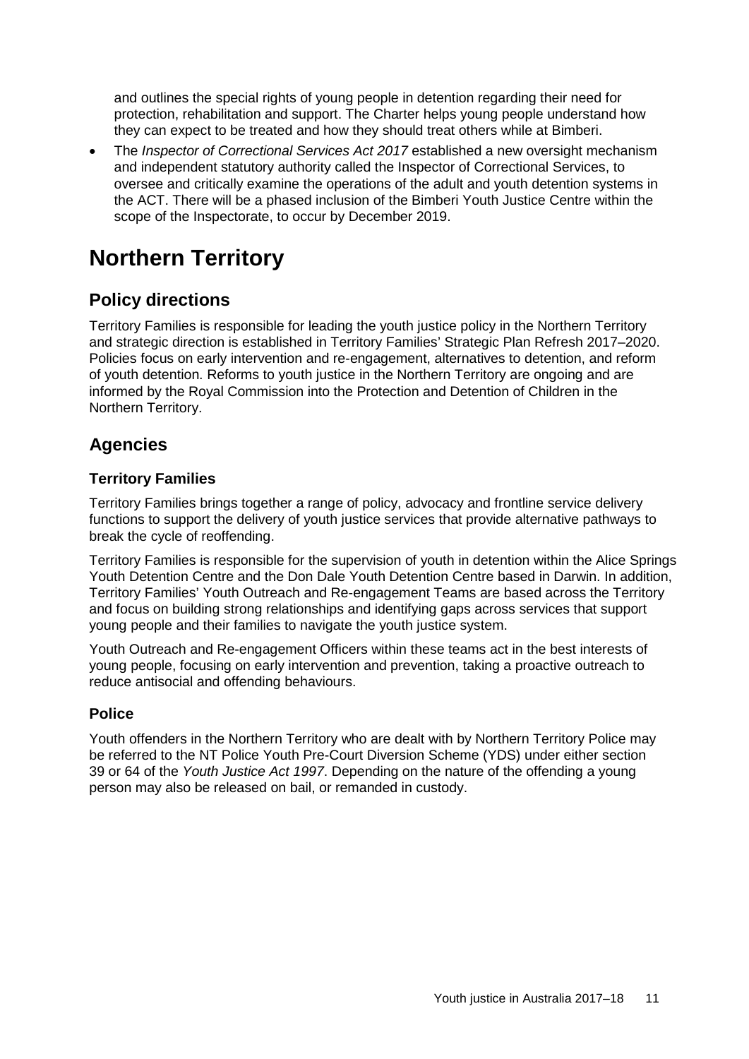and outlines the special rights of young people in detention regarding their need for protection, rehabilitation and support. The Charter helps young people understand how they can expect to be treated and how they should treat others while at Bimberi.

- The *Inspector of Correctional Services Act 2017* established a new oversight mechanism and independent statutory authority called the Inspector of Correctional Services, to oversee and critically examine the operations of the adult and youth detention systems in the ACT. There will be a phased inclusion of the Bimberi Youth Justice Centre within the scope of the Inspectorate, to occur by December 2019.

# Northern Territory

## Policy directions

Territory Families is responsible for leading the youth justice policy in the Northern Territory and strategic direction is established in Territory Families' Strategic Plan Refresh 2017–2020. Policies focus on early intervention and re-engagement, alternatives to detention, and reform of youth detention. Reforms to youth justice in the Northern Territory are ongoing and are informed by the Royal Commission into the Protection and Detention of Children in the Northern Territory.

## Agencies

### Territory Families

Territory Families brings together a range of policy, advocacy and frontline service delivery functions to support the delivery of youth justice services that provide alternative pathways to break the cycle of reoffending.

Territory Families is responsible for the supervision of youth in detention within the Alice Springs Youth Detention Centre and the Don Dale Youth Detention Centre based in Darwin. In addition, Territory Families' Youth Outreach and Re-engagement Teams are based across the Territory and focus on building strong relationships and identifying gaps across services that support young people and their families to navigate the youth justice system.

Youth Outreach and Re-engagement Officers within these teams act in the best interests of young people, focusing on early intervention and prevention, taking a proactive outreach to reduce antisocial and offending behaviours.

### Police

Youth offenders in the Northern Territory who are dealt with by Northern Territory Police may be referred to the NT Police Youth Pre-Court Diversion Scheme (YDS) under either section 39 or 64 of the *Youth Justice Act 1997*. Depending on the nature of the offending a young person may also be released on bail, or remanded in custody.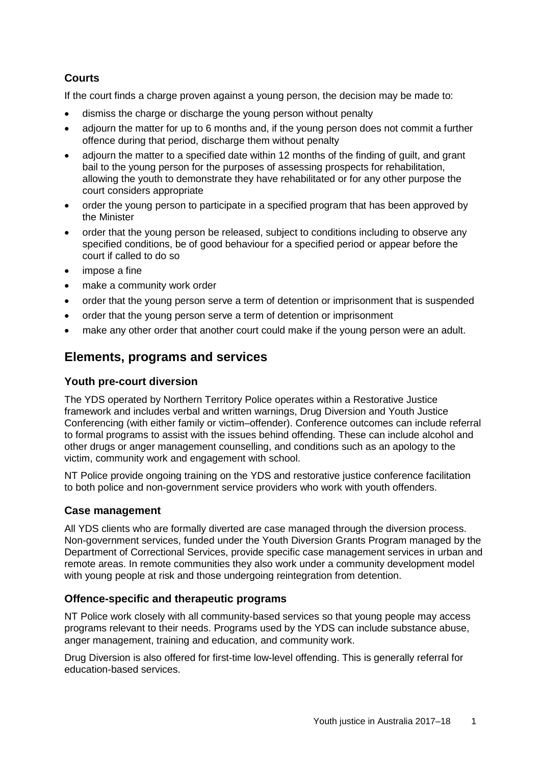### Courts

If the court finds a charge proven against a young person, the decision may be made to:

- dismiss the charge or discharge the young person without penalty
- adjourn the matter for up to 6 months and, if the young person does not commit a further offence during that period, discharge them without penalty
- adjourn the matter to a specified date within 12 months of the finding of guilt, and grant bail to the young person for the purposes of assessing prospects for rehabilitation, allowing the youth to demonstrate they have rehabilitated or for any other purpose the court considers appropriate
- order the young person to participate in a specified program that has been approved by the Minister
- order that the young person be released, subject to conditions including to observe any specified conditions, be of good behaviour for a specified period or appear before the court if called to do so
- impose a fine
- make a community work order
- order that the young person serve a term of detention or imprisonment that is suspended
- order that the young person serve a term of detention or imprisonment
- make any other order that another court could make if the young person were an adult.

## Elements, programs and services

### Youth pre-court diversion

The YDS operated by Northern Territory Police operates within a Restorative Justice framework and includes verbal and written warnings, Drug Diversion and Youth Justice Conferencing (with either family or victim–offender). Conference outcomes can include referral to formal programs to assist with the issues behind offending. These can include alcohol and other drugs or anger management counselling, and conditions such as an apology to the victim, community work and engagement with school.

NT Police provide ongoing training on the YDS and restorative justice conference facilitation to both police and non-government service providers who work with youth offenders.

### Case management

All YDS clients who are formally diverted are case managed through the diversion process. Non-government services, funded under the Youth Diversion Grants Program managed by the Department of Correctional Services, provide specific case management services in urban and remote areas. In remote communities they also work under a community development model with young people at risk and those undergoing reintegration from detention.

### Offence-specific and therapeutic programs

NT Police work closely with all community-based services so that young people may access programs relevant to their needs. Programs used by the YDS can include substance abuse, anger management, training and education, and community work.

Drug Diversion is also offered for first-time low-level offending. This is generally referral for education-based services.